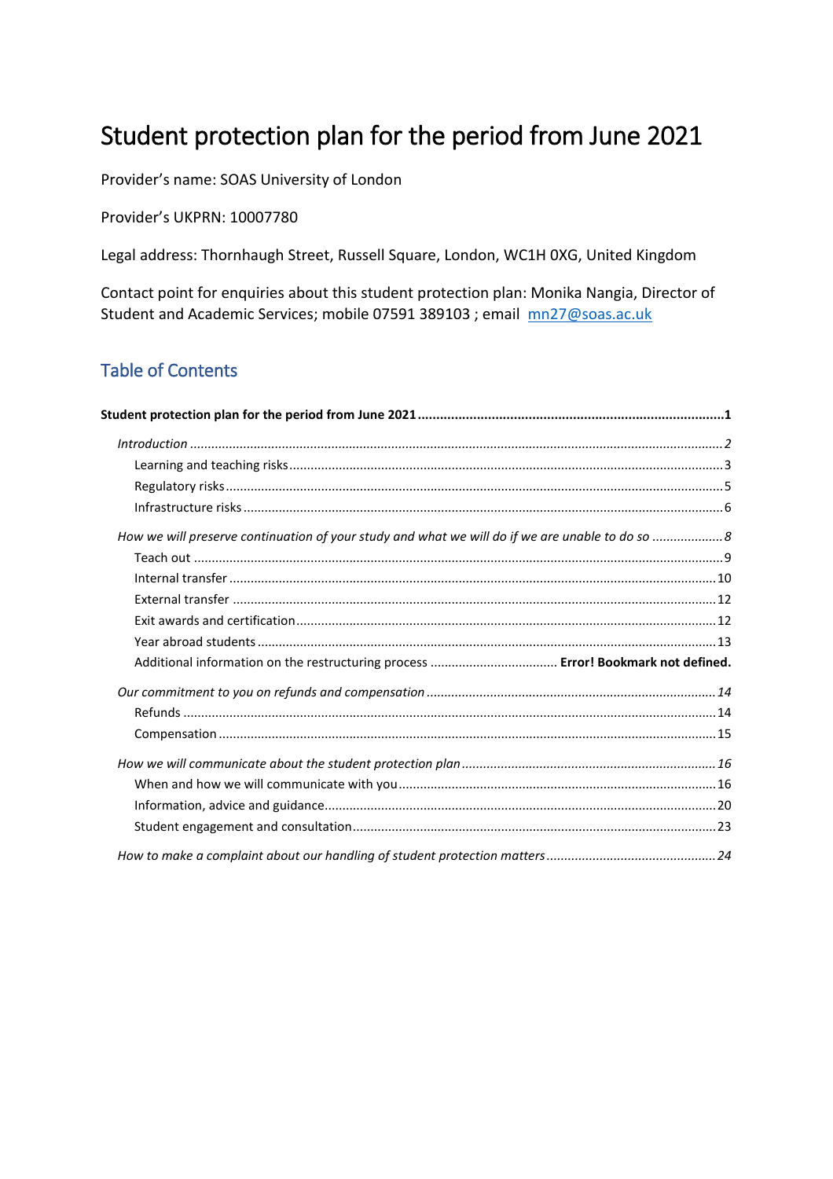# Student protection plan for the period from June 2021

Provider's name: SOAS University of London

Provider's UKPRN: 10007780

Legal address: Thornhaugh Street, Russell Square, London, WC1H 0XG, United Kingdom

Contact point for enquiries about this student protection plan: Monika Nangia, Director of Student and Academic Services; mobile 07591 389103 ; email mn27@soas.ac.uk

## Table of Contents

**Student protection plan for the period from June 2021 ........................................................ 1**

*Introduction ........................................................................................................ 2*

Learning and teaching risks ............................................................................................ 3

Regulatory risks ............................................................................................................ 5

Infrastructure risks ......................................................................................................... 6

*How we will preserve continuation of your study and what we will do if we are unable to do so .................... 8*

Teach out ...................................................................................................................... 9

Internal transfer ............................................................................................................. 10

External transfer ............................................................................................................ 12

Exit awards and certification .......................................................................................... 12

Year abroad students ...................................................................................................... 13

Additional information on the restructuring process .................................... **Error! Bookmark not defined.**

*Our commitment to you on refunds and compensation ................................................................ 14*

Refunds ........................................................................................................................ 14

Compensation ................................................................................................................ 15

*How we will communicate about the student protection plan ........................................................ 16*

When and how we will communicate with you ...................................................................... 16

Information, advice and guidance ...................................................................................... 20

Student engagement and consultation ................................................................................ 23

*How to make a complaint about our handling of student protection matters ................................ 24*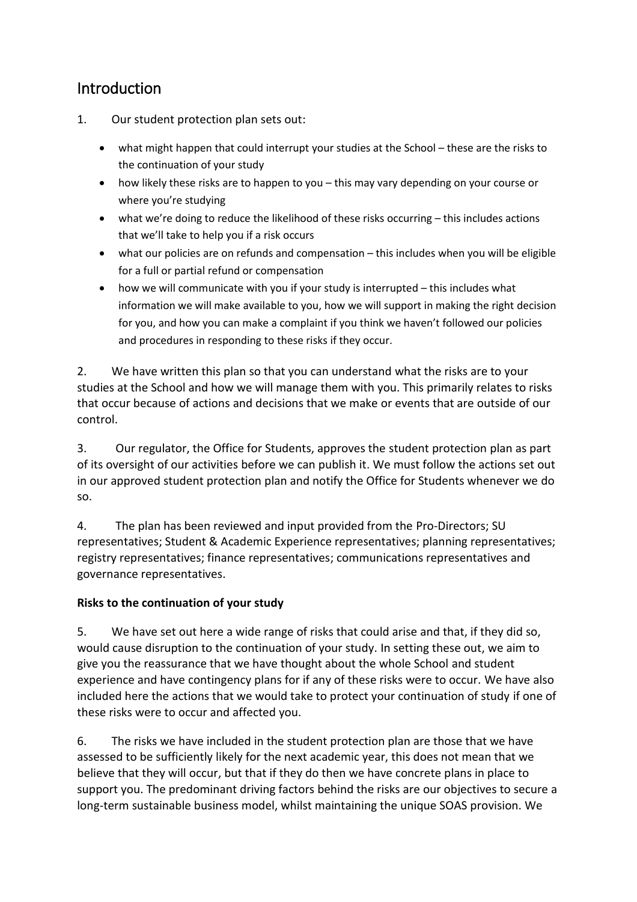## Introduction

1. Our student protection plan sets out:

   - what might happen that could interrupt your studies at the School – these are the risks to the continuation of your study
   - how likely these risks are to happen to you – this may vary depending on your course or where you're studying
   - what we're doing to reduce the likelihood of these risks occurring – this includes actions that we'll take to help you if a risk occurs
   - what our policies are on refunds and compensation – this includes when you will be eligible for a full or partial refund or compensation
   - how we will communicate with you if your study is interrupted – this includes what information we will make available to you, how we will support in making the right decision for you, and how you can make a complaint if you think we haven't followed our policies and procedures in responding to these risks if they occur.

2. We have written this plan so that you can understand what the risks are to your studies at the School and how we will manage them with you. This primarily relates to risks that occur because of actions and decisions that we make or events that are outside of our control.

3. Our regulator, the Office for Students, approves the student protection plan as part of its oversight of our activities before we can publish it. We must follow the actions set out in our approved student protection plan and notify the Office for Students whenever we do so.

4. The plan has been reviewed and input provided from the Pro-Directors; SU representatives; Student & Academic Experience representatives; planning representatives; registry representatives; finance representatives; communications representatives and governance representatives.

**Risks to the continuation of your study**

5. We have set out here a wide range of risks that could arise and that, if they did so, would cause disruption to the continuation of your study. In setting these out, we aim to give you the reassurance that we have thought about the whole School and student experience and have contingency plans for if any of these risks were to occur. We have also included here the actions that we would take to protect your continuation of study if one of these risks were to occur and affected you.

6. The risks we have included in the student protection plan are those that we have assessed to be sufficiently likely for the next academic year, this does not mean that we believe that they will occur, but that if they do then we have concrete plans in place to support you. The predominant driving factors behind the risks are our objectives to secure a long-term sustainable business model, whilst maintaining the unique SOAS provision. We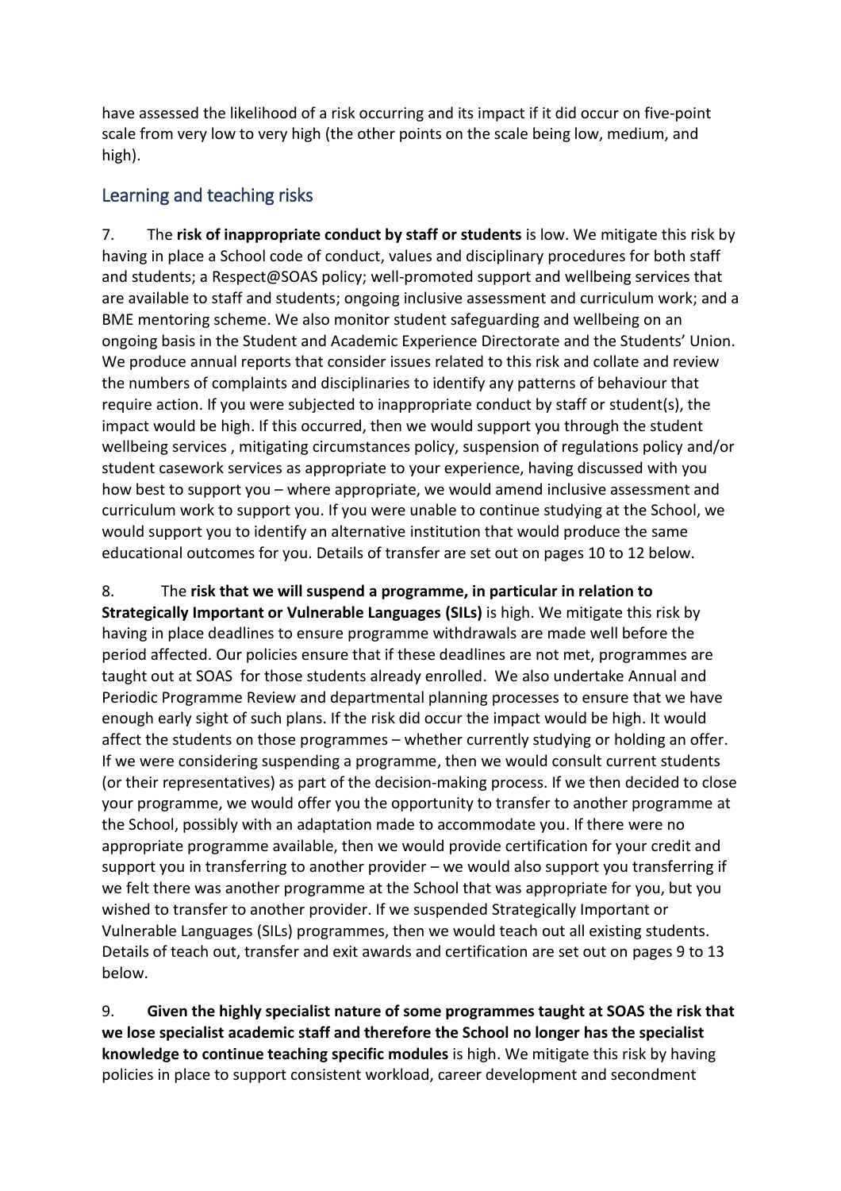have assessed the likelihood of a risk occurring and its impact if it did occur on five-point scale from very low to very high (the other points on the scale being low, medium, and high).

## Learning and teaching risks

7. The **risk of inappropriate conduct by staff or students** is low. We mitigate this risk by having in place a School code of conduct, values and disciplinary procedures for both staff and students; a Respect@SOAS policy; well-promoted support and wellbeing services that are available to staff and students; ongoing inclusive assessment and curriculum work; and a BME mentoring scheme. We also monitor student safeguarding and wellbeing on an ongoing basis in the Student and Academic Experience Directorate and the Students' Union. We produce annual reports that consider issues related to this risk and collate and review the numbers of complaints and disciplinaries to identify any patterns of behaviour that require action. If you were subjected to inappropriate conduct by staff or student(s), the impact would be high. If this occurred, then we would support you through the student wellbeing services , mitigating circumstances policy, suspension of regulations policy and/or student casework services as appropriate to your experience, having discussed with you how best to support you – where appropriate, we would amend inclusive assessment and curriculum work to support you. If you were unable to continue studying at the School, we would support you to identify an alternative institution that would produce the same educational outcomes for you. Details of transfer are set out on pages 10 to 12 below.

8. The **risk that we will suspend a programme, in particular in relation to Strategically Important or Vulnerable Languages (SILs)** is high. We mitigate this risk by having in place deadlines to ensure programme withdrawals are made well before the period affected. Our policies ensure that if these deadlines are not met, programmes are taught out at SOAS for those students already enrolled. We also undertake Annual and Periodic Programme Review and departmental planning processes to ensure that we have enough early sight of such plans. If the risk did occur the impact would be high. It would affect the students on those programmes – whether currently studying or holding an offer. If we were considering suspending a programme, then we would consult current students (or their representatives) as part of the decision-making process. If we then decided to close your programme, we would offer you the opportunity to transfer to another programme at the School, possibly with an adaptation made to accommodate you. If there were no appropriate programme available, then we would provide certification for your credit and support you in transferring to another provider – we would also support you transferring if we felt there was another programme at the School that was appropriate for you, but you wished to transfer to another provider. If we suspended Strategically Important or Vulnerable Languages (SILs) programmes, then we would teach out all existing students. Details of teach out, transfer and exit awards and certification are set out on pages 9 to 13 below.

9. **Given the highly specialist nature of some programmes taught at SOAS the risk that we lose specialist academic staff and therefore the School no longer has the specialist knowledge to continue teaching specific modules** is high. We mitigate this risk by having policies in place to support consistent workload, career development and secondment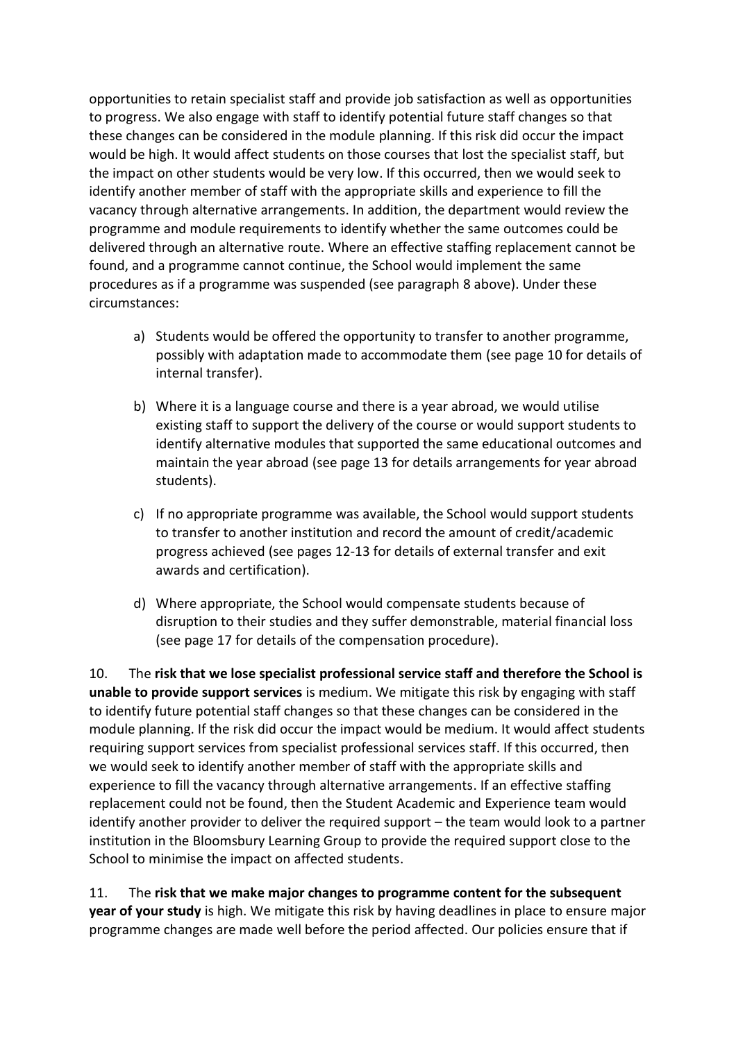opportunities to retain specialist staff and provide job satisfaction as well as opportunities to progress. We also engage with staff to identify potential future staff changes so that these changes can be considered in the module planning. If this risk did occur the impact would be high. It would affect students on those courses that lost the specialist staff, but the impact on other students would be very low. If this occurred, then we would seek to identify another member of staff with the appropriate skills and experience to fill the vacancy through alternative arrangements. In addition, the department would review the programme and module requirements to identify whether the same outcomes could be delivered through an alternative route. Where an effective staffing replacement cannot be found, and a programme cannot continue, the School would implement the same procedures as if a programme was suspended (see paragraph 8 above). Under these circumstances:

a) Students would be offered the opportunity to transfer to another programme, possibly with adaptation made to accommodate them (see page 10 for details of internal transfer).

b) Where it is a language course and there is a year abroad, we would utilise existing staff to support the delivery of the course or would support students to identify alternative modules that supported the same educational outcomes and maintain the year abroad (see page 13 for details arrangements for year abroad students).

c) If no appropriate programme was available, the School would support students to transfer to another institution and record the amount of credit/academic progress achieved (see pages 12-13 for details of external transfer and exit awards and certification).

d) Where appropriate, the School would compensate students because of disruption to their studies and they suffer demonstrable, material financial loss (see page 17 for details of the compensation procedure).

10. The **risk that we lose specialist professional service staff and therefore the School is unable to provide support services** is medium. We mitigate this risk by engaging with staff to identify future potential staff changes so that these changes can be considered in the module planning. If the risk did occur the impact would be medium. It would affect students requiring support services from specialist professional services staff. If this occurred, then we would seek to identify another member of staff with the appropriate skills and experience to fill the vacancy through alternative arrangements. If an effective staffing replacement could not be found, then the Student Academic and Experience team would identify another provider to deliver the required support – the team would look to a partner institution in the Bloomsbury Learning Group to provide the required support close to the School to minimise the impact on affected students.

11. The **risk that we make major changes to programme content for the subsequent year of your study** is high. We mitigate this risk by having deadlines in place to ensure major programme changes are made well before the period affected. Our policies ensure that if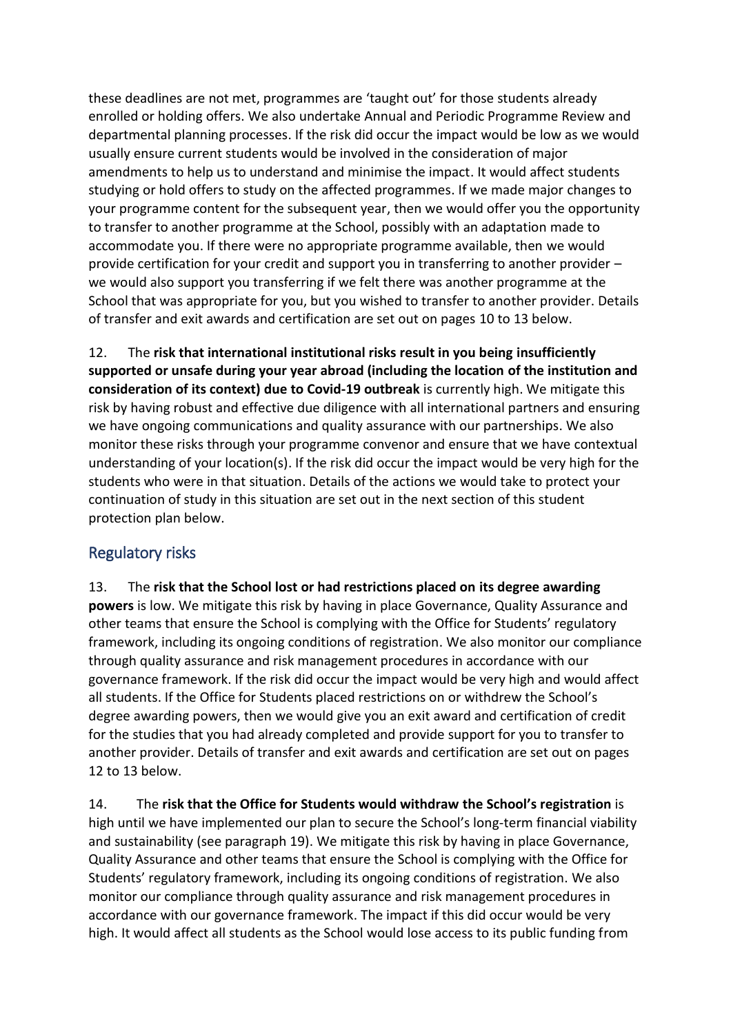these deadlines are not met, programmes are 'taught out' for those students already enrolled or holding offers. We also undertake Annual and Periodic Programme Review and departmental planning processes. If the risk did occur the impact would be low as we would usually ensure current students would be involved in the consideration of major amendments to help us to understand and minimise the impact. It would affect students studying or hold offers to study on the affected programmes. If we made major changes to your programme content for the subsequent year, then we would offer you the opportunity to transfer to another programme at the School, possibly with an adaptation made to accommodate you. If there were no appropriate programme available, then we would provide certification for your credit and support you in transferring to another provider – we would also support you transferring if we felt there was another programme at the School that was appropriate for you, but you wished to transfer to another provider. Details of transfer and exit awards and certification are set out on pages 10 to 13 below.

12. The **risk that international institutional risks result in you being insufficiently supported or unsafe during your year abroad (including the location of the institution and consideration of its context) due to Covid-19 outbreak** is currently high. We mitigate this risk by having robust and effective due diligence with all international partners and ensuring we have ongoing communications and quality assurance with our partnerships. We also monitor these risks through your programme convenor and ensure that we have contextual understanding of your location(s). If the risk did occur the impact would be very high for the students who were in that situation. Details of the actions we would take to protect your continuation of study in this situation are set out in the next section of this student protection plan below.

## Regulatory risks

13. The **risk that the School lost or had restrictions placed on its degree awarding powers** is low. We mitigate this risk by having in place Governance, Quality Assurance and other teams that ensure the School is complying with the Office for Students' regulatory framework, including its ongoing conditions of registration. We also monitor our compliance through quality assurance and risk management procedures in accordance with our governance framework. If the risk did occur the impact would be very high and would affect all students. If the Office for Students placed restrictions on or withdrew the School's degree awarding powers, then we would give you an exit award and certification of credit for the studies that you had already completed and provide support for you to transfer to another provider. Details of transfer and exit awards and certification are set out on pages 12 to 13 below.

14. The **risk that the Office for Students would withdraw the School's registration** is high until we have implemented our plan to secure the School's long-term financial viability and sustainability (see paragraph 19). We mitigate this risk by having in place Governance, Quality Assurance and other teams that ensure the School is complying with the Office for Students' regulatory framework, including its ongoing conditions of registration. We also monitor our compliance through quality assurance and risk management procedures in accordance with our governance framework. The impact if this did occur would be very high. It would affect all students as the School would lose access to its public funding from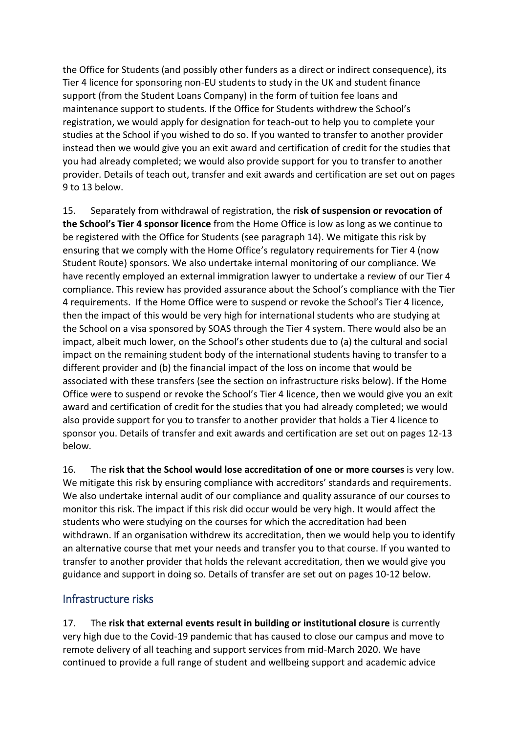the Office for Students (and possibly other funders as a direct or indirect consequence), its Tier 4 licence for sponsoring non-EU students to study in the UK and student finance support (from the Student Loans Company) in the form of tuition fee loans and maintenance support to students. If the Office for Students withdrew the School's registration, we would apply for designation for teach-out to help you to complete your studies at the School if you wished to do so. If you wanted to transfer to another provider instead then we would give you an exit award and certification of credit for the studies that you had already completed; we would also provide support for you to transfer to another provider. Details of teach out, transfer and exit awards and certification are set out on pages 9 to 13 below.

15. Separately from withdrawal of registration, the **risk of suspension or revocation of the School's Tier 4 sponsor licence** from the Home Office is low as long as we continue to be registered with the Office for Students (see paragraph 14). We mitigate this risk by ensuring that we comply with the Home Office's regulatory requirements for Tier 4 (now Student Route) sponsors. We also undertake internal monitoring of our compliance. We have recently employed an external immigration lawyer to undertake a review of our Tier 4 compliance. This review has provided assurance about the School's compliance with the Tier 4 requirements. If the Home Office were to suspend or revoke the School's Tier 4 licence, then the impact of this would be very high for international students who are studying at the School on a visa sponsored by SOAS through the Tier 4 system. There would also be an impact, albeit much lower, on the School's other students due to (a) the cultural and social impact on the remaining student body of the international students having to transfer to a different provider and (b) the financial impact of the loss on income that would be associated with these transfers (see the section on infrastructure risks below). If the Home Office were to suspend or revoke the School's Tier 4 licence, then we would give you an exit award and certification of credit for the studies that you had already completed; we would also provide support for you to transfer to another provider that holds a Tier 4 licence to sponsor you. Details of transfer and exit awards and certification are set out on pages 12-13 below.

16. The **risk that the School would lose accreditation of one or more courses** is very low. We mitigate this risk by ensuring compliance with accreditors' standards and requirements. We also undertake internal audit of our compliance and quality assurance of our courses to monitor this risk. The impact if this risk did occur would be very high. It would affect the students who were studying on the courses for which the accreditation had been withdrawn. If an organisation withdrew its accreditation, then we would help you to identify an alternative course that met your needs and transfer you to that course. If you wanted to transfer to another provider that holds the relevant accreditation, then we would give you guidance and support in doing so. Details of transfer are set out on pages 10-12 below.

## Infrastructure risks

17. The **risk that external events result in building or institutional closure** is currently very high due to the Covid-19 pandemic that has caused to close our campus and move to remote delivery of all teaching and support services from mid-March 2020. We have continued to provide a full range of student and wellbeing support and academic advice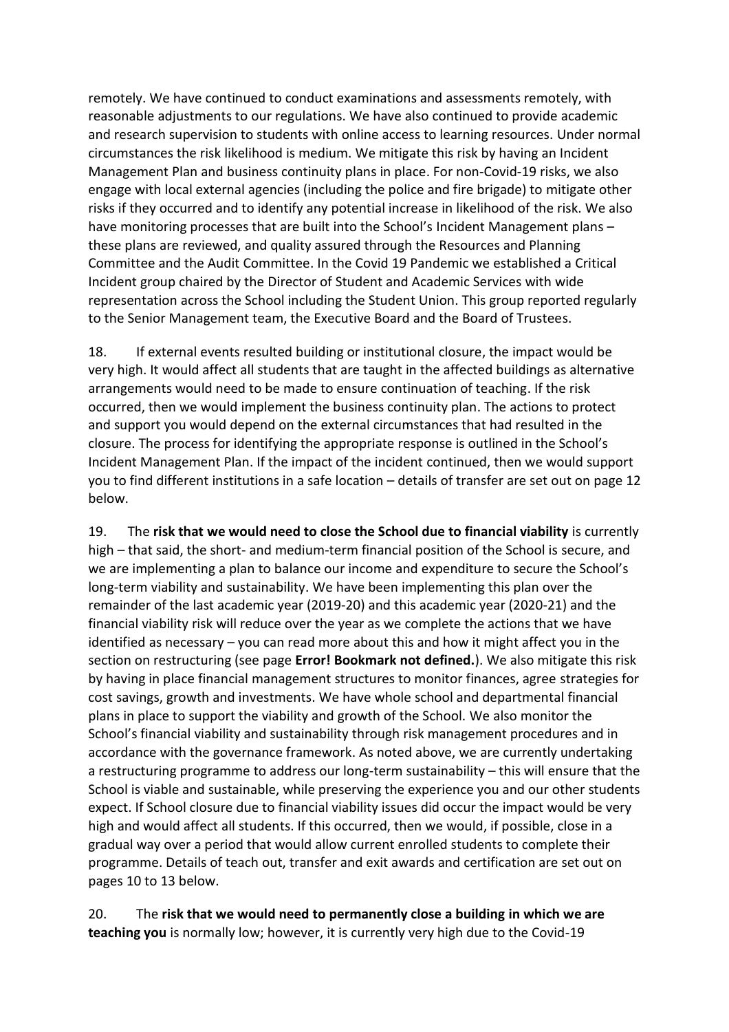remotely. We have continued to conduct examinations and assessments remotely, with reasonable adjustments to our regulations. We have also continued to provide academic and research supervision to students with online access to learning resources. Under normal circumstances the risk likelihood is medium. We mitigate this risk by having an Incident Management Plan and business continuity plans in place. For non-Covid-19 risks, we also engage with local external agencies (including the police and fire brigade) to mitigate other risks if they occurred and to identify any potential increase in likelihood of the risk. We also have monitoring processes that are built into the School's Incident Management plans – these plans are reviewed, and quality assured through the Resources and Planning Committee and the Audit Committee. In the Covid 19 Pandemic we established a Critical Incident group chaired by the Director of Student and Academic Services with wide representation across the School including the Student Union. This group reported regularly to the Senior Management team, the Executive Board and the Board of Trustees.

18. If external events resulted building or institutional closure, the impact would be very high. It would affect all students that are taught in the affected buildings as alternative arrangements would need to be made to ensure continuation of teaching. If the risk occurred, then we would implement the business continuity plan. The actions to protect and support you would depend on the external circumstances that had resulted in the closure. The process for identifying the appropriate response is outlined in the School's Incident Management Plan. If the impact of the incident continued, then we would support you to find different institutions in a safe location – details of transfer are set out on page 12 below.

19. The **risk that we would need to close the School due to financial viability** is currently high – that said, the short- and medium-term financial position of the School is secure, and we are implementing a plan to balance our income and expenditure to secure the School's long-term viability and sustainability. We have been implementing this plan over the remainder of the last academic year (2019-20) and this academic year (2020-21) and the financial viability risk will reduce over the year as we complete the actions that we have identified as necessary – you can read more about this and how it might affect you in the section on restructuring (see page **Error! Bookmark not defined.**). We also mitigate this risk by having in place financial management structures to monitor finances, agree strategies for cost savings, growth and investments. We have whole school and departmental financial plans in place to support the viability and growth of the School. We also monitor the School's financial viability and sustainability through risk management procedures and in accordance with the governance framework. As noted above, we are currently undertaking a restructuring programme to address our long-term sustainability – this will ensure that the School is viable and sustainable, while preserving the experience you and our other students expect. If School closure due to financial viability issues did occur the impact would be very high and would affect all students. If this occurred, then we would, if possible, close in a gradual way over a period that would allow current enrolled students to complete their programme. Details of teach out, transfer and exit awards and certification are set out on pages 10 to 13 below.

20. The **risk that we would need to permanently close a building in which we are teaching you** is normally low; however, it is currently very high due to the Covid-19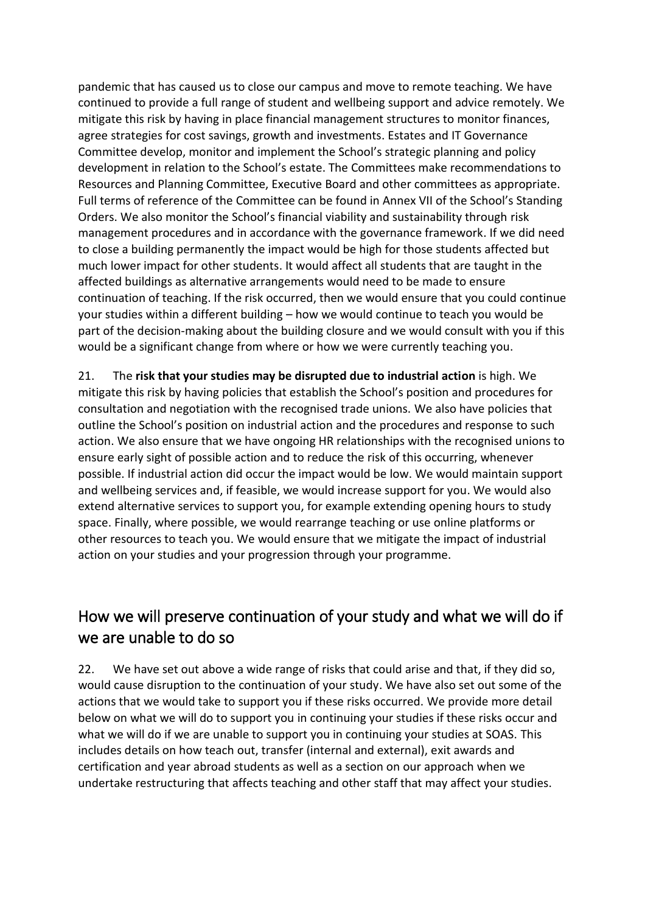pandemic that has caused us to close our campus and move to remote teaching. We have continued to provide a full range of student and wellbeing support and advice remotely. We mitigate this risk by having in place financial management structures to monitor finances, agree strategies for cost savings, growth and investments. Estates and IT Governance Committee develop, monitor and implement the School's strategic planning and policy development in relation to the School's estate. The Committees make recommendations to Resources and Planning Committee, Executive Board and other committees as appropriate. Full terms of reference of the Committee can be found in Annex VII of the School's Standing Orders. We also monitor the School's financial viability and sustainability through risk management procedures and in accordance with the governance framework. If we did need to close a building permanently the impact would be high for those students affected but much lower impact for other students. It would affect all students that are taught in the affected buildings as alternative arrangements would need to be made to ensure continuation of teaching. If the risk occurred, then we would ensure that you could continue your studies within a different building – how we would continue to teach you would be part of the decision-making about the building closure and we would consult with you if this would be a significant change from where or how we were currently teaching you.

21. The **risk that your studies may be disrupted due to industrial action** is high. We mitigate this risk by having policies that establish the School's position and procedures for consultation and negotiation with the recognised trade unions. We also have policies that outline the School's position on industrial action and the procedures and response to such action. We also ensure that we have ongoing HR relationships with the recognised unions to ensure early sight of possible action and to reduce the risk of this occurring, whenever possible. If industrial action did occur the impact would be low. We would maintain support and wellbeing services and, if feasible, we would increase support for you. We would also extend alternative services to support you, for example extending opening hours to study space. Finally, where possible, we would rearrange teaching or use online platforms or other resources to teach you. We would ensure that we mitigate the impact of industrial action on your studies and your progression through your programme.

## How we will preserve continuation of your study and what we will do if we are unable to do so

22. We have set out above a wide range of risks that could arise and that, if they did so, would cause disruption to the continuation of your study. We have also set out some of the actions that we would take to support you if these risks occurred. We provide more detail below on what we will do to support you in continuing your studies if these risks occur and what we will do if we are unable to support you in continuing your studies at SOAS. This includes details on how teach out, transfer (internal and external), exit awards and certification and year abroad students as well as a section on our approach when we undertake restructuring that affects teaching and other staff that may affect your studies.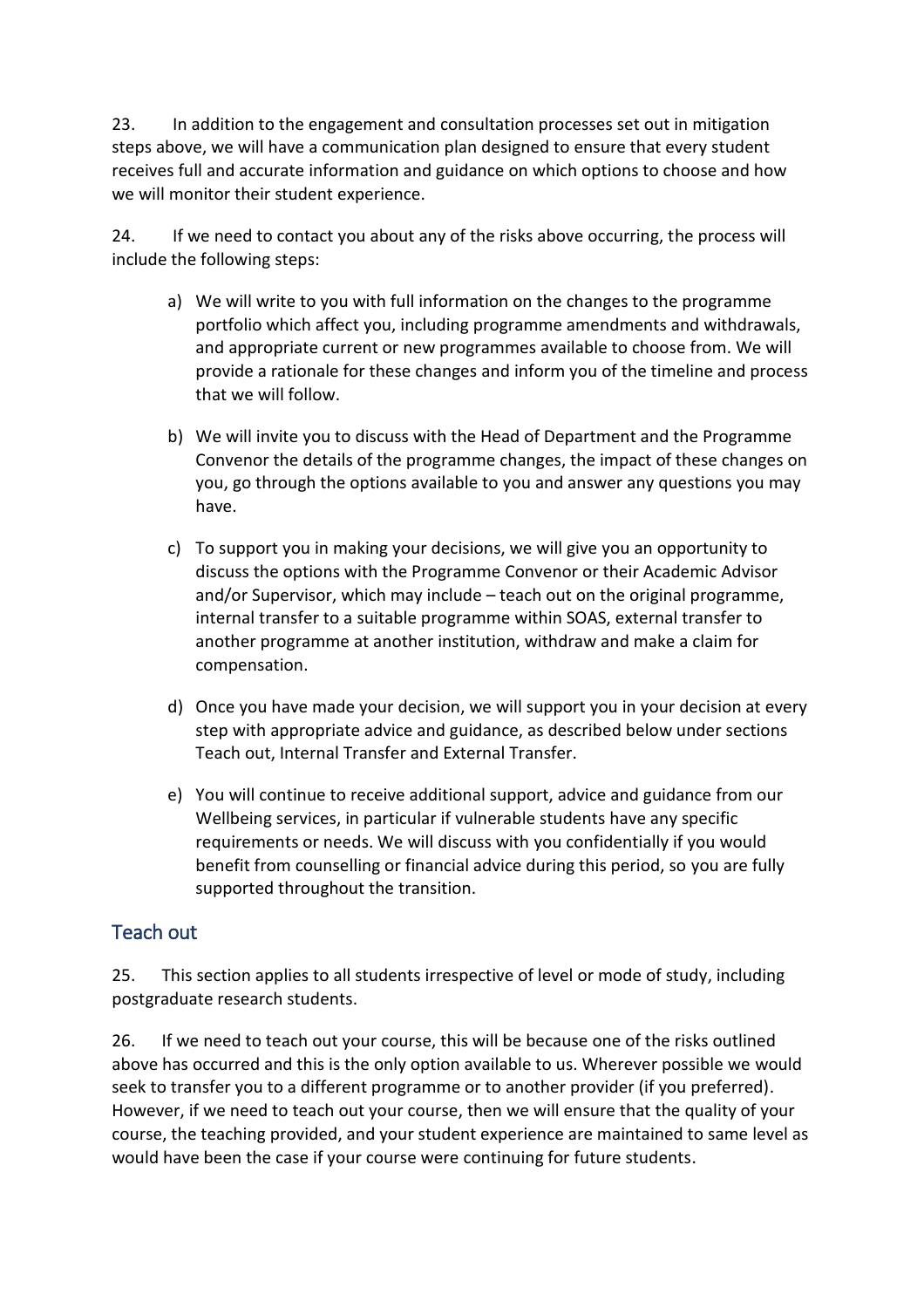23. In addition to the engagement and consultation processes set out in mitigation steps above, we will have a communication plan designed to ensure that every student receives full and accurate information and guidance on which options to choose and how we will monitor their student experience.

24. If we need to contact you about any of the risks above occurring, the process will include the following steps:

a) We will write to you with full information on the changes to the programme portfolio which affect you, including programme amendments and withdrawals, and appropriate current or new programmes available to choose from. We will provide a rationale for these changes and inform you of the timeline and process that we will follow.

b) We will invite you to discuss with the Head of Department and the Programme Convenor the details of the programme changes, the impact of these changes on you, go through the options available to you and answer any questions you may have.

c) To support you in making your decisions, we will give you an opportunity to discuss the options with the Programme Convenor or their Academic Advisor and/or Supervisor, which may include – teach out on the original programme, internal transfer to a suitable programme within SOAS, external transfer to another programme at another institution, withdraw and make a claim for compensation.

d) Once you have made your decision, we will support you in your decision at every step with appropriate advice and guidance, as described below under sections Teach out, Internal Transfer and External Transfer.

e) You will continue to receive additional support, advice and guidance from our Wellbeing services, in particular if vulnerable students have any specific requirements or needs. We will discuss with you confidentially if you would benefit from counselling or financial advice during this period, so you are fully supported throughout the transition.

## Teach out

25. This section applies to all students irrespective of level or mode of study, including postgraduate research students.

26. If we need to teach out your course, this will be because one of the risks outlined above has occurred and this is the only option available to us. Wherever possible we would seek to transfer you to a different programme or to another provider (if you preferred). However, if we need to teach out your course, then we will ensure that the quality of your course, the teaching provided, and your student experience are maintained to same level as would have been the case if your course were continuing for future students.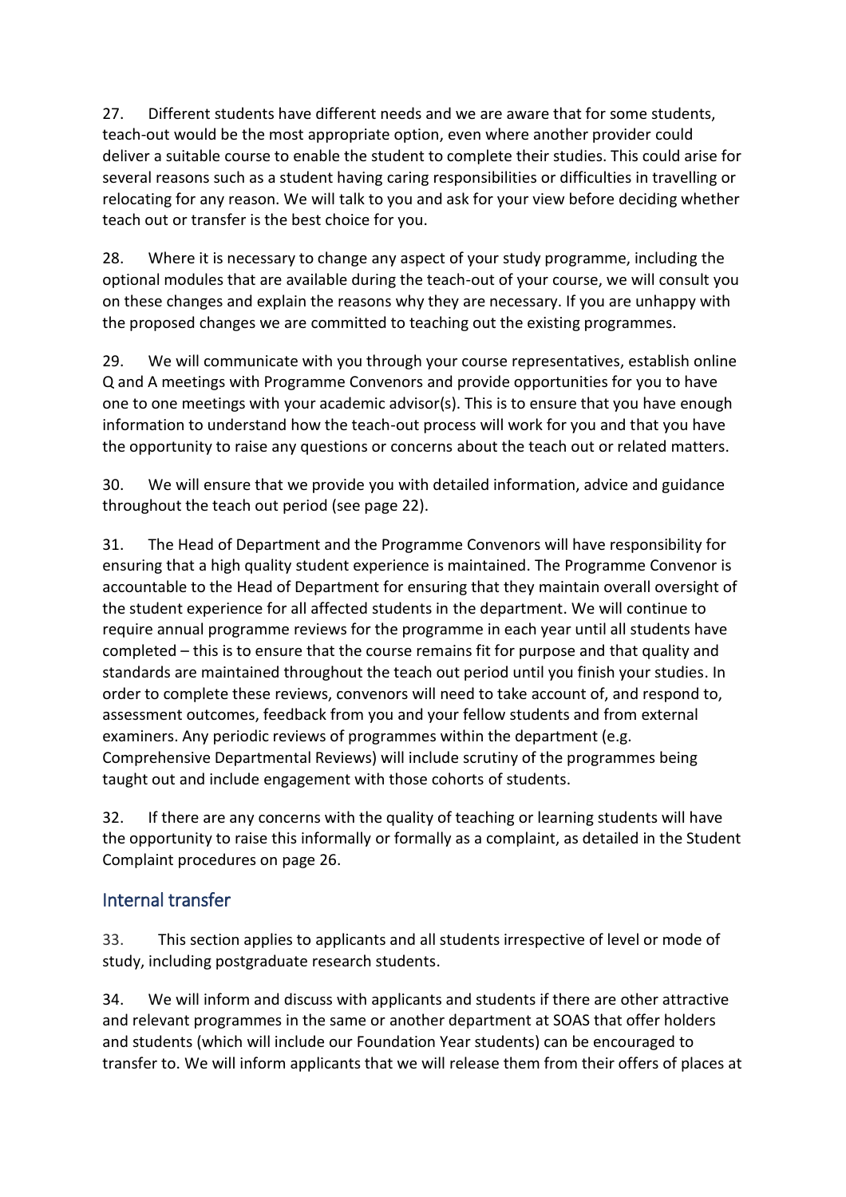27. Different students have different needs and we are aware that for some students, teach-out would be the most appropriate option, even where another provider could deliver a suitable course to enable the student to complete their studies. This could arise for several reasons such as a student having caring responsibilities or difficulties in travelling or relocating for any reason. We will talk to you and ask for your view before deciding whether teach out or transfer is the best choice for you.

28. Where it is necessary to change any aspect of your study programme, including the optional modules that are available during the teach-out of your course, we will consult you on these changes and explain the reasons why they are necessary. If you are unhappy with the proposed changes we are committed to teaching out the existing programmes.

29. We will communicate with you through your course representatives, establish online Q and A meetings with Programme Convenors and provide opportunities for you to have one to one meetings with your academic advisor(s). This is to ensure that you have enough information to understand how the teach-out process will work for you and that you have the opportunity to raise any questions or concerns about the teach out or related matters.

30. We will ensure that we provide you with detailed information, advice and guidance throughout the teach out period (see page 22).

31. The Head of Department and the Programme Convenors will have responsibility for ensuring that a high quality student experience is maintained. The Programme Convenor is accountable to the Head of Department for ensuring that they maintain overall oversight of the student experience for all affected students in the department. We will continue to require annual programme reviews for the programme in each year until all students have completed – this is to ensure that the course remains fit for purpose and that quality and standards are maintained throughout the teach out period until you finish your studies. In order to complete these reviews, convenors will need to take account of, and respond to, assessment outcomes, feedback from you and your fellow students and from external examiners. Any periodic reviews of programmes within the department (e.g. Comprehensive Departmental Reviews) will include scrutiny of the programmes being taught out and include engagement with those cohorts of students.

32. If there are any concerns with the quality of teaching or learning students will have the opportunity to raise this informally or formally as a complaint, as detailed in the Student Complaint procedures on page 26.

## Internal transfer

33. This section applies to applicants and all students irrespective of level or mode of study, including postgraduate research students.

34. We will inform and discuss with applicants and students if there are other attractive and relevant programmes in the same or another department at SOAS that offer holders and students (which will include our Foundation Year students) can be encouraged to transfer to. We will inform applicants that we will release them from their offers of places at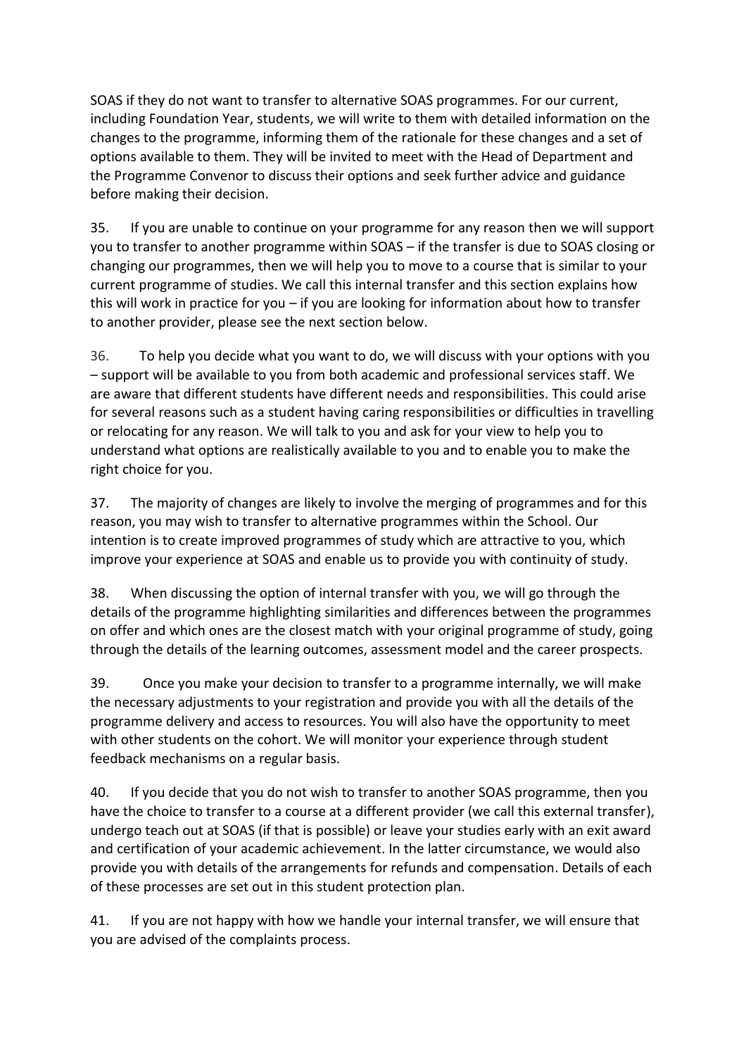SOAS if they do not want to transfer to alternative SOAS programmes. For our current, including Foundation Year, students, we will write to them with detailed information on the changes to the programme, informing them of the rationale for these changes and a set of options available to them. They will be invited to meet with the Head of Department and the Programme Convenor to discuss their options and seek further advice and guidance before making their decision.

35. If you are unable to continue on your programme for any reason then we will support you to transfer to another programme within SOAS – if the transfer is due to SOAS closing or changing our programmes, then we will help you to move to a course that is similar to your current programme of studies. We call this internal transfer and this section explains how this will work in practice for you – if you are looking for information about how to transfer to another provider, please see the next section below.

36. To help you decide what you want to do, we will discuss with your options with you – support will be available to you from both academic and professional services staff. We are aware that different students have different needs and responsibilities. This could arise for several reasons such as a student having caring responsibilities or difficulties in travelling or relocating for any reason. We will talk to you and ask for your view to help you to understand what options are realistically available to you and to enable you to make the right choice for you.

37. The majority of changes are likely to involve the merging of programmes and for this reason, you may wish to transfer to alternative programmes within the School. Our intention is to create improved programmes of study which are attractive to you, which improve your experience at SOAS and enable us to provide you with continuity of study.

38. When discussing the option of internal transfer with you, we will go through the details of the programme highlighting similarities and differences between the programmes on offer and which ones are the closest match with your original programme of study, going through the details of the learning outcomes, assessment model and the career prospects.

39. Once you make your decision to transfer to a programme internally, we will make the necessary adjustments to your registration and provide you with all the details of the programme delivery and access to resources. You will also have the opportunity to meet with other students on the cohort. We will monitor your experience through student feedback mechanisms on a regular basis.

40. If you decide that you do not wish to transfer to another SOAS programme, then you have the choice to transfer to a course at a different provider (we call this external transfer), undergo teach out at SOAS (if that is possible) or leave your studies early with an exit award and certification of your academic achievement. In the latter circumstance, we would also provide you with details of the arrangements for refunds and compensation. Details of each of these processes are set out in this student protection plan.

41. If you are not happy with how we handle your internal transfer, we will ensure that you are advised of the complaints process.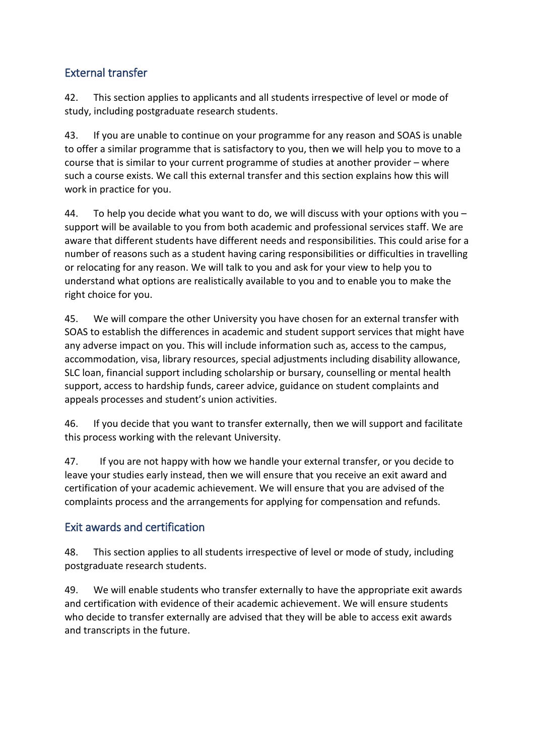## External transfer

42. This section applies to applicants and all students irrespective of level or mode of study, including postgraduate research students.

43. If you are unable to continue on your programme for any reason and SOAS is unable to offer a similar programme that is satisfactory to you, then we will help you to move to a course that is similar to your current programme of studies at another provider – where such a course exists. We call this external transfer and this section explains how this will work in practice for you.

44. To help you decide what you want to do, we will discuss with your options with you – support will be available to you from both academic and professional services staff. We are aware that different students have different needs and responsibilities. This could arise for a number of reasons such as a student having caring responsibilities or difficulties in travelling or relocating for any reason. We will talk to you and ask for your view to help you to understand what options are realistically available to you and to enable you to make the right choice for you.

45. We will compare the other University you have chosen for an external transfer with SOAS to establish the differences in academic and student support services that might have any adverse impact on you. This will include information such as, access to the campus, accommodation, visa, library resources, special adjustments including disability allowance, SLC loan, financial support including scholarship or bursary, counselling or mental health support, access to hardship funds, career advice, guidance on student complaints and appeals processes and student's union activities.

46. If you decide that you want to transfer externally, then we will support and facilitate this process working with the relevant University.

47. If you are not happy with how we handle your external transfer, or you decide to leave your studies early instead, then we will ensure that you receive an exit award and certification of your academic achievement. We will ensure that you are advised of the complaints process and the arrangements for applying for compensation and refunds.

## Exit awards and certification

48. This section applies to all students irrespective of level or mode of study, including postgraduate research students.

49. We will enable students who transfer externally to have the appropriate exit awards and certification with evidence of their academic achievement. We will ensure students who decide to transfer externally are advised that they will be able to access exit awards and transcripts in the future.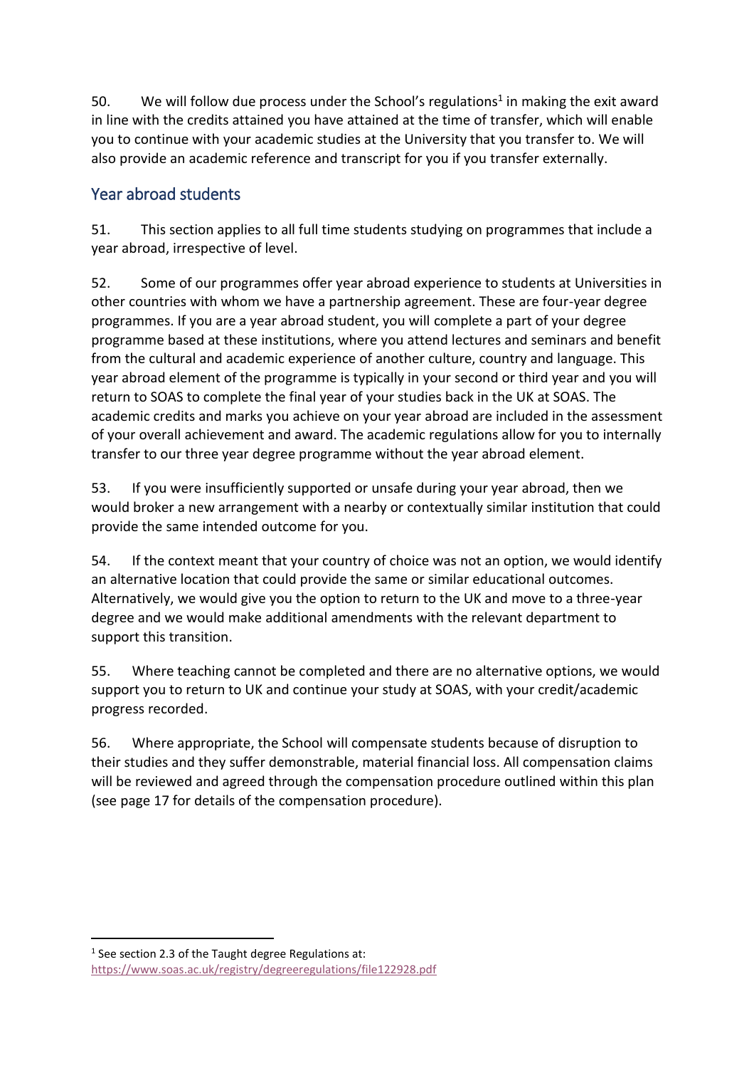50. We will follow due process under the School's regulations[1] in making the exit award in line with the credits attained you have attained at the time of transfer, which will enable you to continue with your academic studies at the University that you transfer to. We will also provide an academic reference and transcript for you if you transfer externally.

## Year abroad students

51. This section applies to all full time students studying on programmes that include a year abroad, irrespective of level.

52. Some of our programmes offer year abroad experience to students at Universities in other countries with whom we have a partnership agreement. These are four-year degree programmes. If you are a year abroad student, you will complete a part of your degree programme based at these institutions, where you attend lectures and seminars and benefit from the cultural and academic experience of another culture, country and language. This year abroad element of the programme is typically in your second or third year and you will return to SOAS to complete the final year of your studies back in the UK at SOAS. The academic credits and marks you achieve on your year abroad are included in the assessment of your overall achievement and award. The academic regulations allow for you to internally transfer to our three year degree programme without the year abroad element.

53. If you were insufficiently supported or unsafe during your year abroad, then we would broker a new arrangement with a nearby or contextually similar institution that could provide the same intended outcome for you.

54. If the context meant that your country of choice was not an option, we would identify an alternative location that could provide the same or similar educational outcomes. Alternatively, we would give you the option to return to the UK and move to a three-year degree and we would make additional amendments with the relevant department to support this transition.

55. Where teaching cannot be completed and there are no alternative options, we would support you to return to UK and continue your study at SOAS, with your credit/academic progress recorded.

56. Where appropriate, the School will compensate students because of disruption to their studies and they suffer demonstrable, material financial loss. All compensation claims will be reviewed and agreed through the compensation procedure outlined within this plan (see page 17 for details of the compensation procedure).

---

[1] See section 2.3 of the Taught degree Regulations at: https://www.soas.ac.uk/registry/degreeregulations/file122928.pdf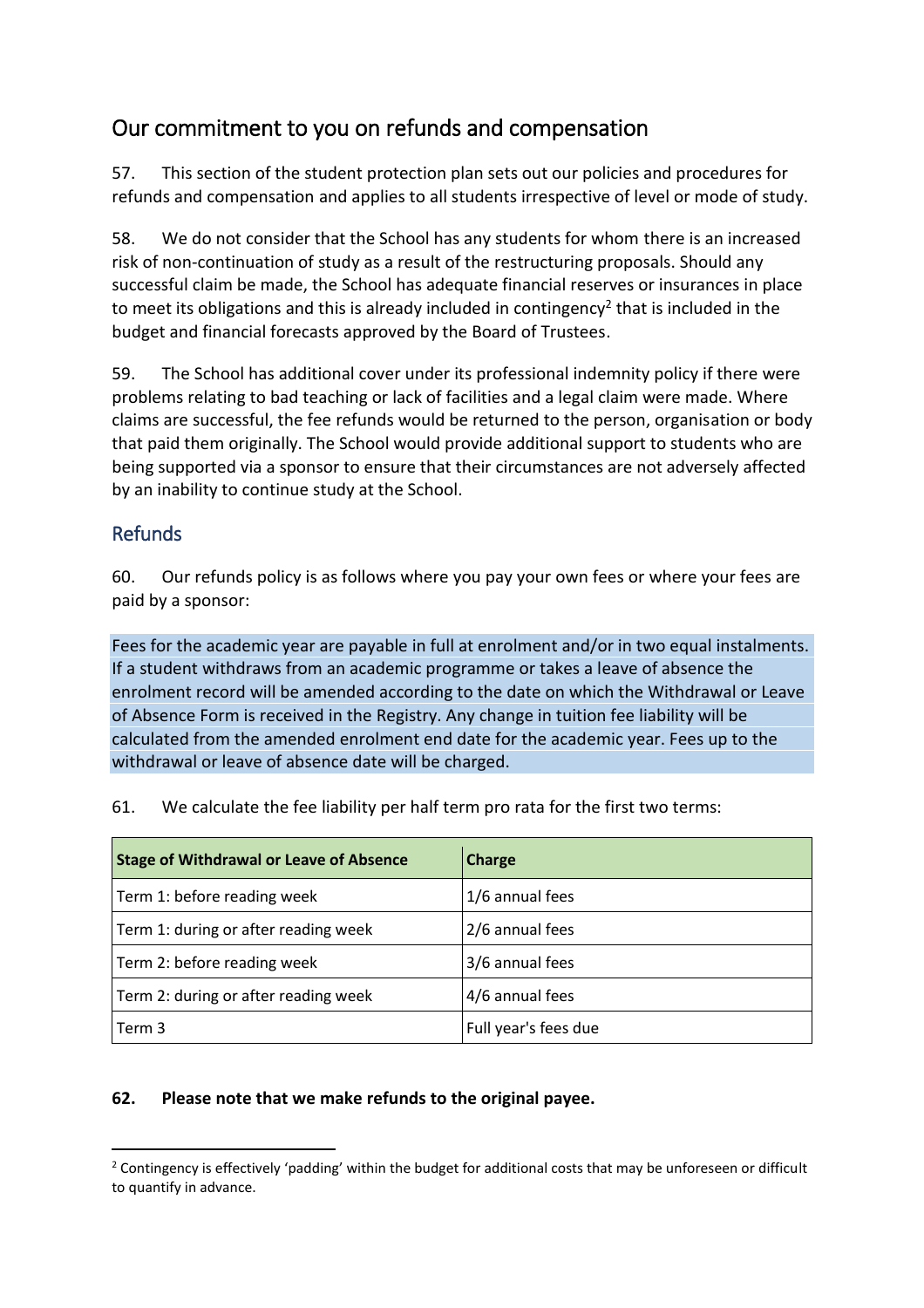## Our commitment to you on refunds and compensation

57. This section of the student protection plan sets out our policies and procedures for refunds and compensation and applies to all students irrespective of level or mode of study.

58. We do not consider that the School has any students for whom there is an increased risk of non-continuation of study as a result of the restructuring proposals. Should any successful claim be made, the School has adequate financial reserves or insurances in place to meet its obligations and this is already included in contingency[2] that is included in the budget and financial forecasts approved by the Board of Trustees.

59. The School has additional cover under its professional indemnity policy if there were problems relating to bad teaching or lack of facilities and a legal claim were made. Where claims are successful, the fee refunds would be returned to the person, organisation or body that paid them originally. The School would provide additional support to students who are being supported via a sponsor to ensure that their circumstances are not adversely affected by an inability to continue study at the School.

### Refunds

60. Our refunds policy is as follows where you pay your own fees or where your fees are paid by a sponsor:

Fees for the academic year are payable in full at enrolment and/or in two equal instalments. If a student withdraws from an academic programme or takes a leave of absence the enrolment record will be amended according to the date on which the Withdrawal or Leave of Absence Form is received in the Registry. Any change in tuition fee liability will be calculated from the amended enrolment end date for the academic year. Fees up to the withdrawal or leave of absence date will be charged.

61. We calculate the fee liability per half term pro rata for the first two terms:

| Stage of Withdrawal or Leave of Absence | Charge |
|---|---|
| Term 1: before reading week | 1/6 annual fees |
| Term 1: during or after reading week | 2/6 annual fees |
| Term 2: before reading week | 3/6 annual fees |
| Term 2: during or after reading week | 4/6 annual fees |
| Term 3 | Full year's fees due |

**62. Please note that we make refunds to the original payee.**

[2] Contingency is effectively 'padding' within the budget for additional costs that may be unforeseen or difficult to quantify in advance.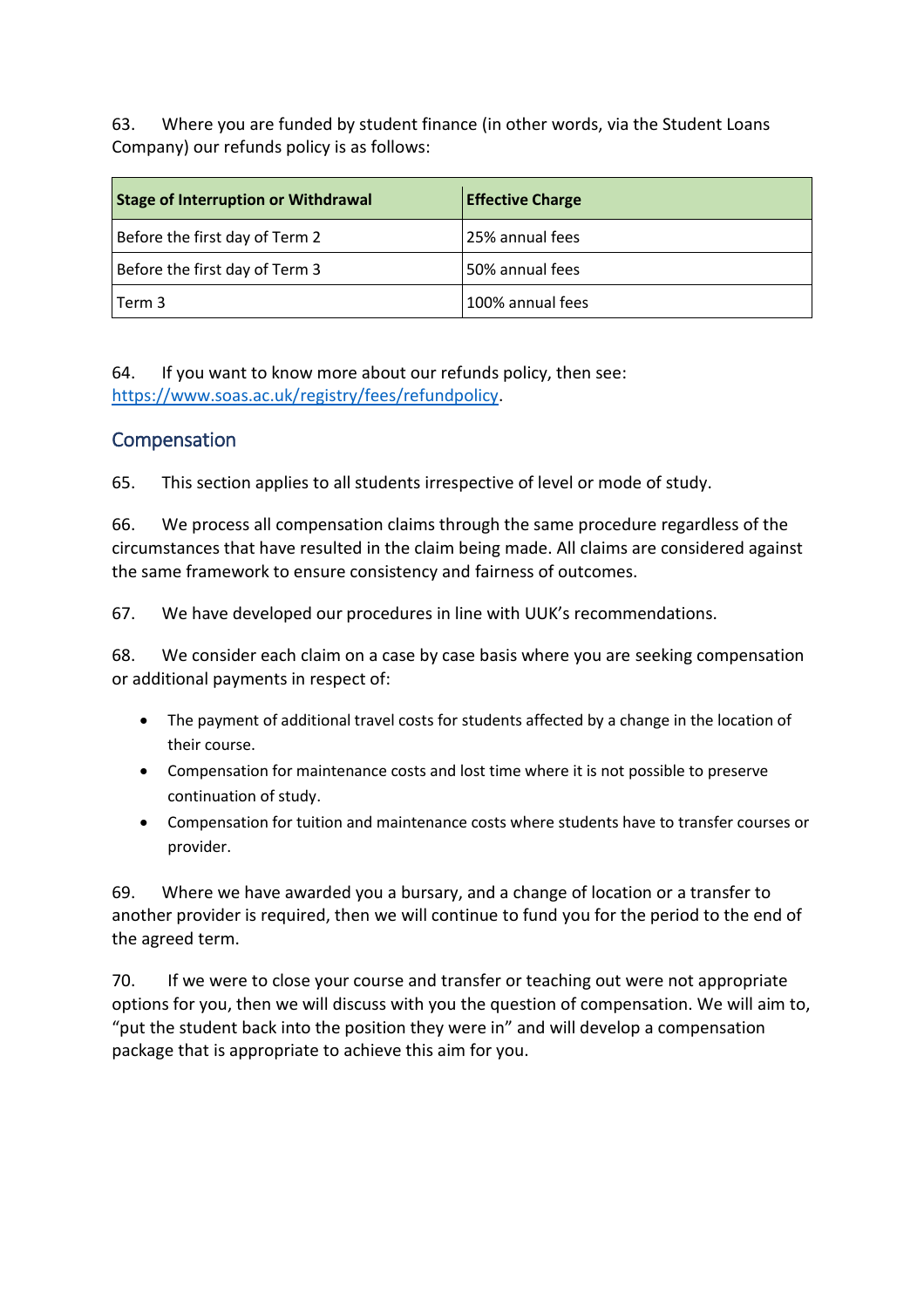63. Where you are funded by student finance (in other words, via the Student Loans Company) our refunds policy is as follows:

| **Stage of Interruption or Withdrawal** | **Effective Charge** |
| --- | --- |
| Before the first day of Term 2 | 25% annual fees |
| Before the first day of Term 3 | 50% annual fees |
| Term 3 | 100% annual fees |

64. If you want to know more about our refunds policy, then see: https://www.soas.ac.uk/registry/fees/refundpolicy.

## Compensation

65. This section applies to all students irrespective of level or mode of study.

66. We process all compensation claims through the same procedure regardless of the circumstances that have resulted in the claim being made. All claims are considered against the same framework to ensure consistency and fairness of outcomes.

67. We have developed our procedures in line with UUK's recommendations.

68. We consider each claim on a case by case basis where you are seeking compensation or additional payments in respect of:

- The payment of additional travel costs for students affected by a change in the location of their course.
- Compensation for maintenance costs and lost time where it is not possible to preserve continuation of study.
- Compensation for tuition and maintenance costs where students have to transfer courses or provider.

69. Where we have awarded you a bursary, and a change of location or a transfer to another provider is required, then we will continue to fund you for the period to the end of the agreed term.

70. If we were to close your course and transfer or teaching out were not appropriate options for you, then we will discuss with you the question of compensation. We will aim to, "put the student back into the position they were in" and will develop a compensation package that is appropriate to achieve this aim for you.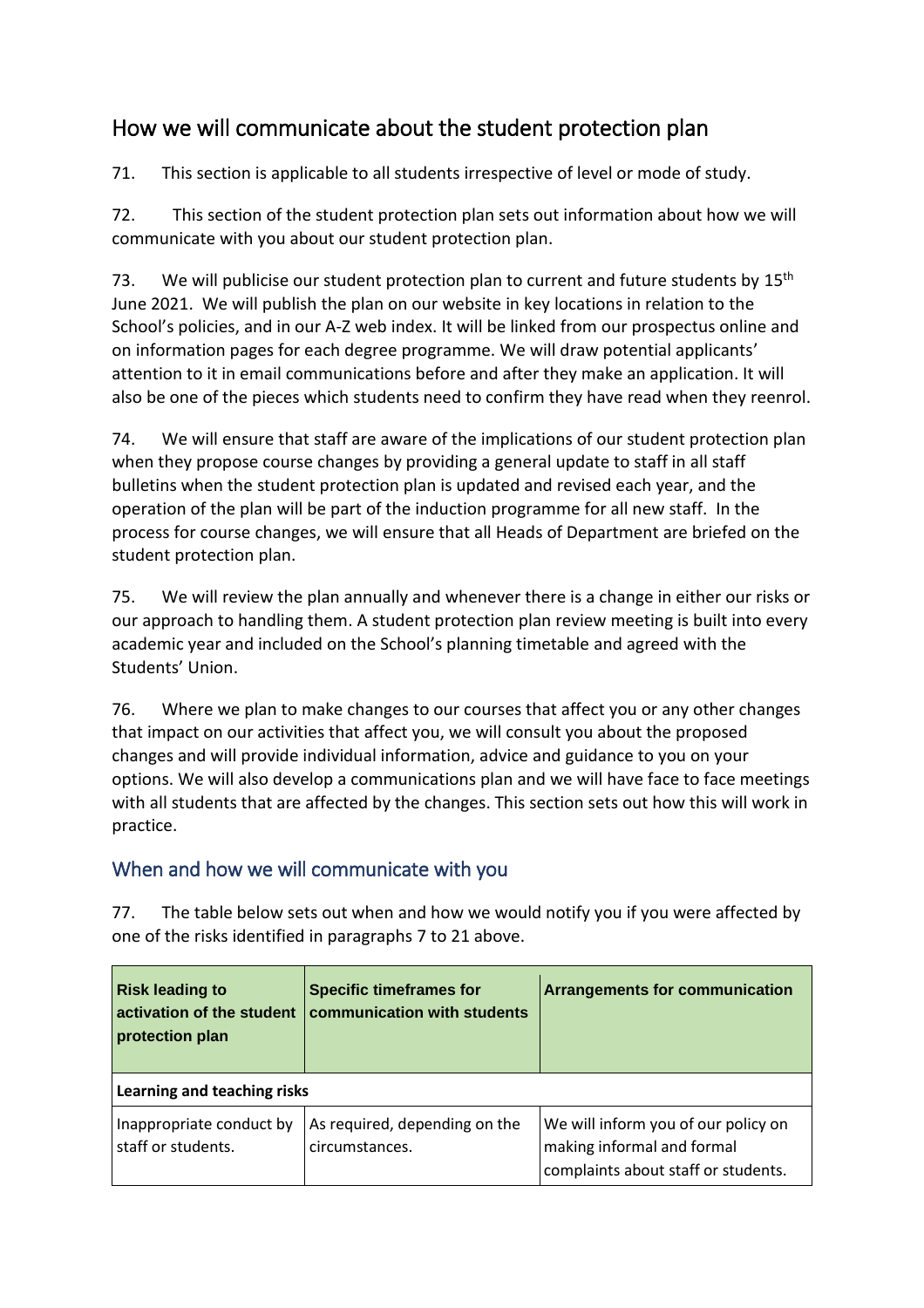## How we will communicate about the student protection plan

71. This section is applicable to all students irrespective of level or mode of study.

72. This section of the student protection plan sets out information about how we will communicate with you about our student protection plan.

73. We will publicise our student protection plan to current and future students by 15th June 2021. We will publish the plan on our website in key locations in relation to the School's policies, and in our A-Z web index. It will be linked from our prospectus online and on information pages for each degree programme. We will draw potential applicants' attention to it in email communications before and after they make an application. It will also be one of the pieces which students need to confirm they have read when they reenrol.

74. We will ensure that staff are aware of the implications of our student protection plan when they propose course changes by providing a general update to staff in all staff bulletins when the student protection plan is updated and revised each year, and the operation of the plan will be part of the induction programme for all new staff. In the process for course changes, we will ensure that all Heads of Department are briefed on the student protection plan.

75. We will review the plan annually and whenever there is a change in either our risks or our approach to handling them. A student protection plan review meeting is built into every academic year and included on the School's planning timetable and agreed with the Students' Union.

76. Where we plan to make changes to our courses that affect you or any other changes that impact on our activities that affect you, we will consult you about the proposed changes and will provide individual information, advice and guidance to you on your options. We will also develop a communications plan and we will have face to face meetings with all students that are affected by the changes. This section sets out how this will work in practice.

### When and how we will communicate with you

77. The table below sets out when and how we would notify you if you were affected by one of the risks identified in paragraphs 7 to 21 above.

| Risk leading to activation of the student protection plan | Specific timeframes for communication with students | Arrangements for communication |
|---|---|---|
| **Learning and teaching risks** | | |
| Inappropriate conduct by staff or students. | As required, depending on the circumstances. | We will inform you of our policy on making informal and formal complaints about staff or students. |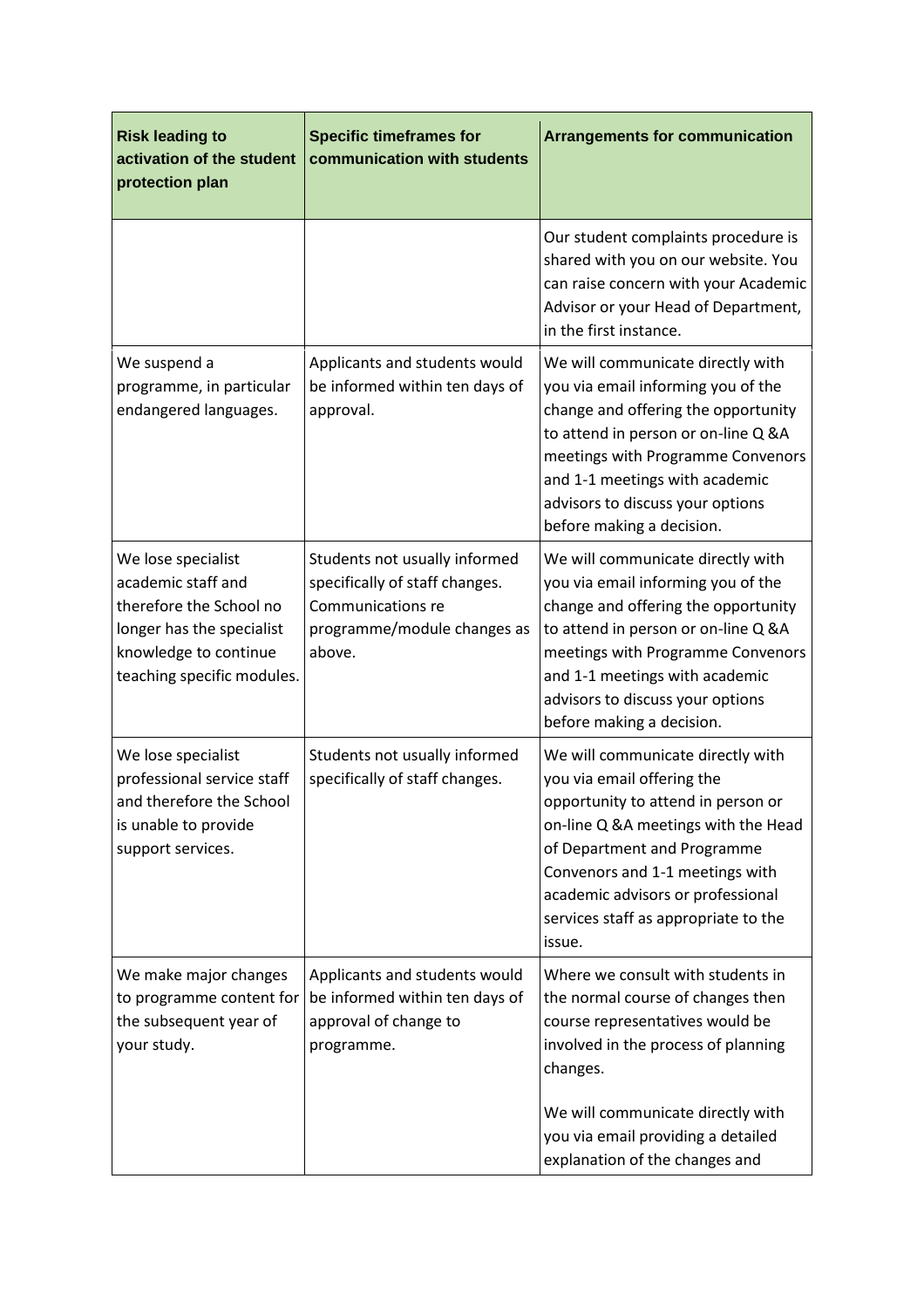| Risk leading to activation of the student protection plan | Specific timeframes for communication with students | Arrangements for communication |
|---|---|---|
| | | Our student complaints procedure is shared with you on our website. You can raise concern with your Academic Advisor or your Head of Department, in the first instance. |
| We suspend a programme, in particular endangered languages. | Applicants and students would be informed within ten days of approval. | We will communicate directly with you via email informing you of the change and offering the opportunity to attend in person or on-line Q &A meetings with Programme Convenors and 1-1 meetings with academic advisors to discuss your options before making a decision. |
| We lose specialist academic staff and therefore the School no longer has the specialist knowledge to continue teaching specific modules. | Students not usually informed specifically of staff changes. Communications re programme/module changes as above. | We will communicate directly with you via email informing you of the change and offering the opportunity to attend in person or on-line Q &A meetings with Programme Convenors and 1-1 meetings with academic advisors to discuss your options before making a decision. |
| We lose specialist professional service staff and therefore the School is unable to provide support services. | Students not usually informed specifically of staff changes. | We will communicate directly with you via email offering the opportunity to attend in person or on-line Q &A meetings with the Head of Department and Programme Convenors and 1-1 meetings with academic advisors or professional services staff as appropriate to the issue. |
| We make major changes to programme content for the subsequent year of your study. | Applicants and students would be informed within ten days of approval of change to programme. | Where we consult with students in the normal course of changes then course representatives would be involved in the process of planning changes.<br><br>We will communicate directly with you via email providing a detailed explanation of the changes and |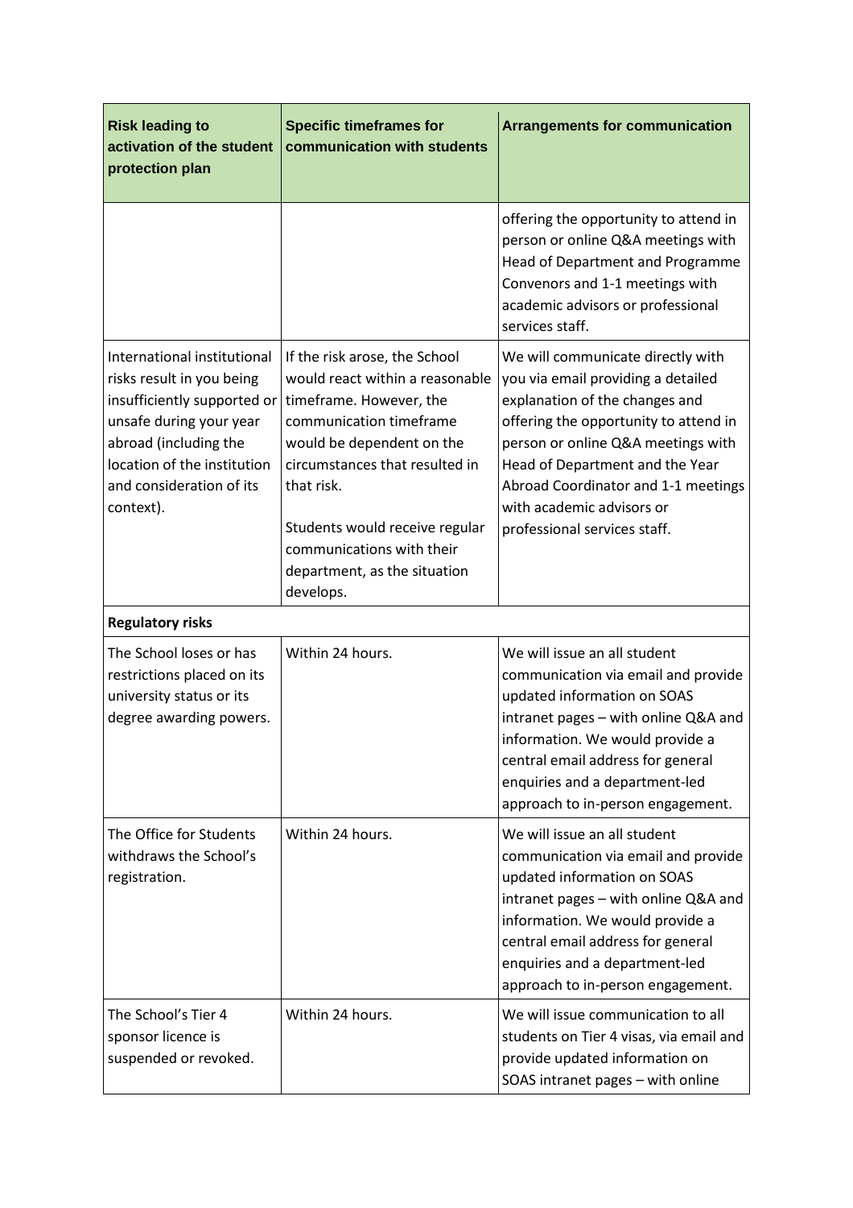| Risk leading to activation of the student protection plan | Specific timeframes for communication with students | Arrangements for communication |
|---|---|---|
| | | offering the opportunity to attend in person or online Q&A meetings with Head of Department and Programme Convenors and 1-1 meetings with academic advisors or professional services staff. |
| International institutional risks result in you being insufficiently supported or unsafe during your year abroad (including the location of the institution and consideration of its context). | If the risk arose, the School would react within a reasonable timeframe. However, the communication timeframe would be dependent on the circumstances that resulted in that risk.<br><br>Students would receive regular communications with their department, as the situation develops. | We will communicate directly with you via email providing a detailed explanation of the changes and offering the opportunity to attend in person or online Q&A meetings with Head of Department and the Year Abroad Coordinator and 1-1 meetings with academic advisors or professional services staff. |
| **Regulatory risks** | | |
| The School loses or has restrictions placed on its university status or its degree awarding powers. | Within 24 hours. | We will issue an all student communication via email and provide updated information on SOAS intranet pages – with online Q&A and information. We would provide a central email address for general enquiries and a department-led approach to in-person engagement. |
| The Office for Students withdraws the School's registration. | Within 24 hours. | We will issue an all student communication via email and provide updated information on SOAS intranet pages – with online Q&A and information. We would provide a central email address for general enquiries and a department-led approach to in-person engagement. |
| The School's Tier 4 sponsor licence is suspended or revoked. | Within 24 hours. | We will issue communication to all students on Tier 4 visas, via email and provide updated information on SOAS intranet pages – with online |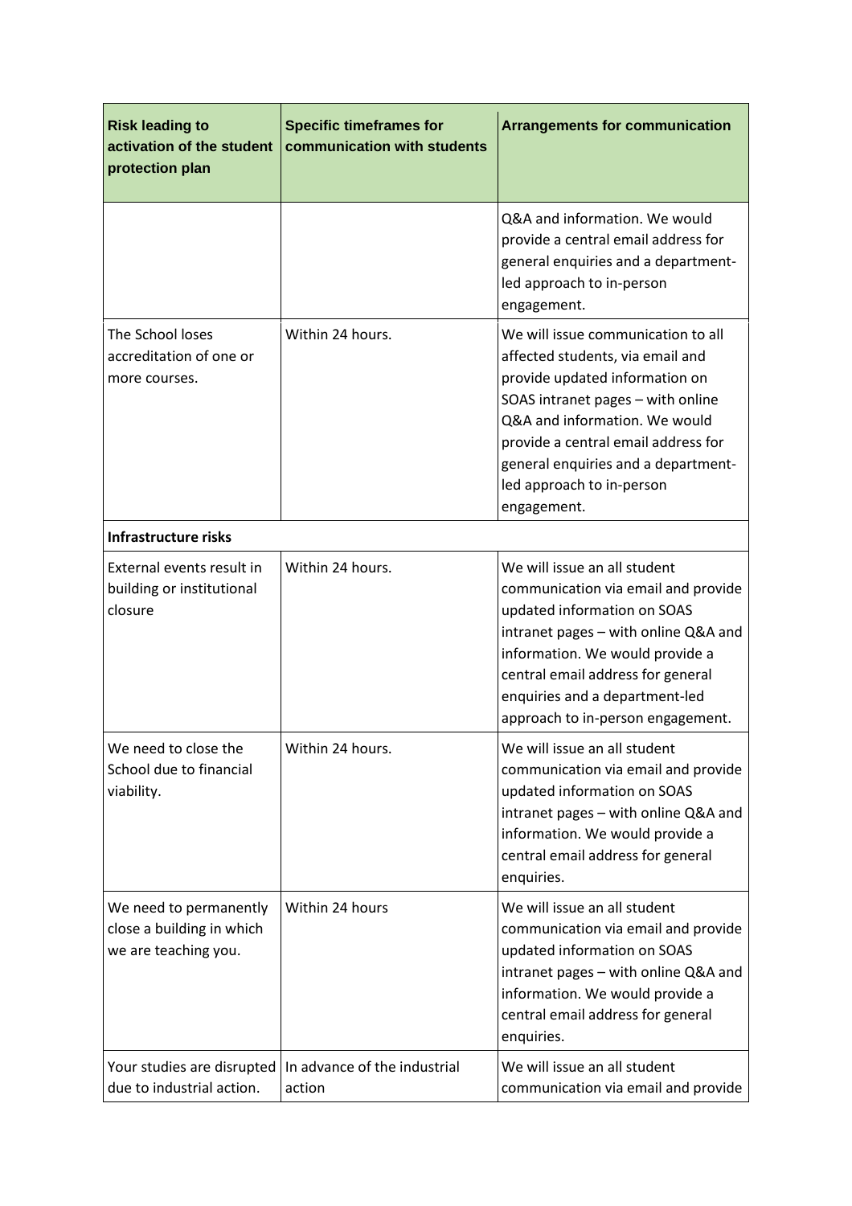| Risk leading to activation of the student protection plan | Specific timeframes for communication with students | Arrangements for communication |
| --- | --- | --- |
| | | Q&A and information. We would provide a central email address for general enquiries and a department-led approach to in-person engagement. |
| The School loses accreditation of one or more courses. | Within 24 hours. | We will issue communication to all affected students, via email and provide updated information on SOAS intranet pages – with online Q&A and information. We would provide a central email address for general enquiries and a department-led approach to in-person engagement. |
| **Infrastructure risks** | | |
| External events result in building or institutional closure | Within 24 hours. | We will issue an all student communication via email and provide updated information on SOAS intranet pages – with online Q&A and information. We would provide a central email address for general enquiries and a department-led approach to in-person engagement. |
| We need to close the School due to financial viability. | Within 24 hours. | We will issue an all student communication via email and provide updated information on SOAS intranet pages – with online Q&A and information. We would provide a central email address for general enquiries. |
| We need to permanently close a building in which we are teaching you. | Within 24 hours | We will issue an all student communication via email and provide updated information on SOAS intranet pages – with online Q&A and information. We would provide a central email address for general enquiries. |
| Your studies are disrupted due to industrial action. | In advance of the industrial action | We will issue an all student communication via email and provide |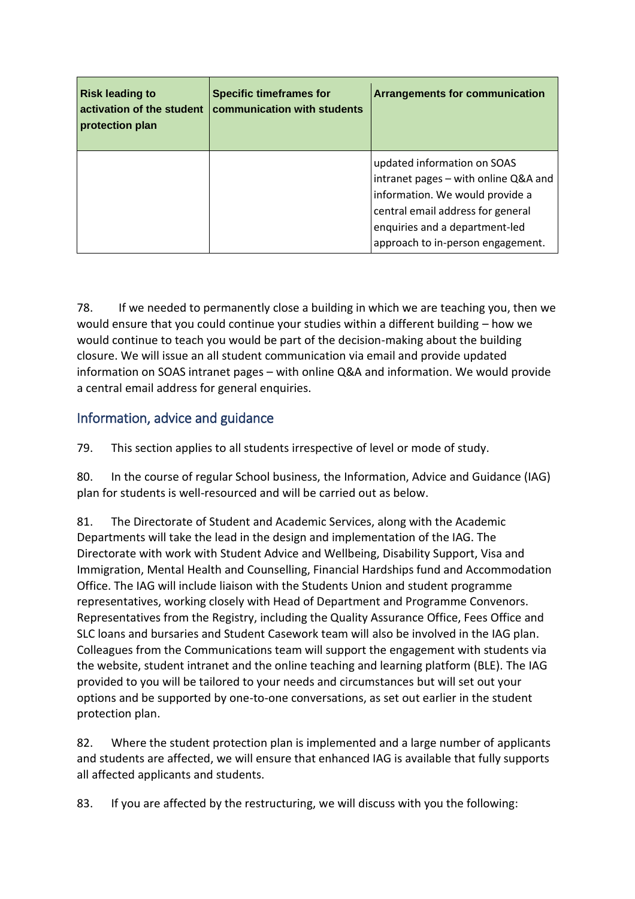| Risk leading to activation of the student protection plan | Specific timeframes for communication with students | Arrangements for communication |
|---|---|---|
| | | updated information on SOAS intranet pages – with online Q&A and information. We would provide a central email address for general enquiries and a department-led approach to in-person engagement. |

78. If we needed to permanently close a building in which we are teaching you, then we would ensure that you could continue your studies within a different building – how we would continue to teach you would be part of the decision-making about the building closure. We will issue an all student communication via email and provide updated information on SOAS intranet pages – with online Q&A and information. We would provide a central email address for general enquiries.

## Information, advice and guidance

79. This section applies to all students irrespective of level or mode of study.

80. In the course of regular School business, the Information, Advice and Guidance (IAG) plan for students is well-resourced and will be carried out as below.

81. The Directorate of Student and Academic Services, along with the Academic Departments will take the lead in the design and implementation of the IAG. The Directorate with work with Student Advice and Wellbeing, Disability Support, Visa and Immigration, Mental Health and Counselling, Financial Hardships fund and Accommodation Office. The IAG will include liaison with the Students Union and student programme representatives, working closely with Head of Department and Programme Convenors. Representatives from the Registry, including the Quality Assurance Office, Fees Office and SLC loans and bursaries and Student Casework team will also be involved in the IAG plan. Colleagues from the Communications team will support the engagement with students via the website, student intranet and the online teaching and learning platform (BLE). The IAG provided to you will be tailored to your needs and circumstances but will set out your options and be supported by one-to-one conversations, as set out earlier in the student protection plan.

82. Where the student protection plan is implemented and a large number of applicants and students are affected, we will ensure that enhanced IAG is available that fully supports all affected applicants and students.

83. If you are affected by the restructuring, we will discuss with you the following: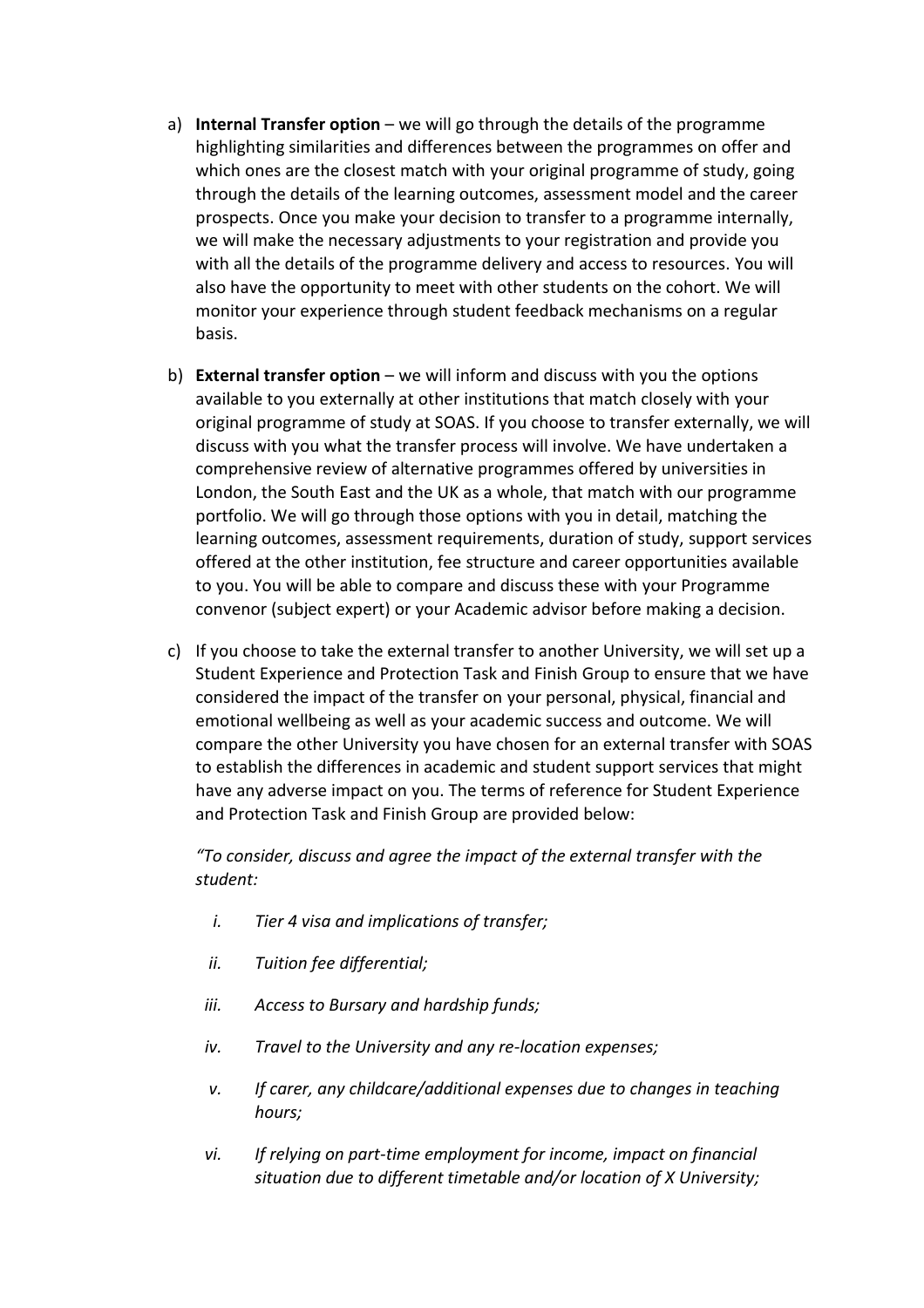a) **Internal Transfer option** – we will go through the details of the programme highlighting similarities and differences between the programmes on offer and which ones are the closest match with your original programme of study, going through the details of the learning outcomes, assessment model and the career prospects. Once you make your decision to transfer to a programme internally, we will make the necessary adjustments to your registration and provide you with all the details of the programme delivery and access to resources. You will also have the opportunity to meet with other students on the cohort. We will monitor your experience through student feedback mechanisms on a regular basis.

b) **External transfer option** – we will inform and discuss with you the options available to you externally at other institutions that match closely with your original programme of study at SOAS. If you choose to transfer externally, we will discuss with you what the transfer process will involve. We have undertaken a comprehensive review of alternative programmes offered by universities in London, the South East and the UK as a whole, that match with our programme portfolio. We will go through those options with you in detail, matching the learning outcomes, assessment requirements, duration of study, support services offered at the other institution, fee structure and career opportunities available to you. You will be able to compare and discuss these with your Programme convenor (subject expert) or your Academic advisor before making a decision.

c) If you choose to take the external transfer to another University, we will set up a Student Experience and Protection Task and Finish Group to ensure that we have considered the impact of the transfer on your personal, physical, financial and emotional wellbeing as well as your academic success and outcome. We will compare the other University you have chosen for an external transfer with SOAS to establish the differences in academic and student support services that might have any adverse impact on you. The terms of reference for Student Experience and Protection Task and Finish Group are provided below:

   *"To consider, discuss and agree the impact of the external transfer with the student:*

   i. *Tier 4 visa and implications of transfer;*

   ii. *Tuition fee differential;*

   iii. *Access to Bursary and hardship funds;*

   iv. *Travel to the University and any re-location expenses;*

   v. *If carer, any childcare/additional expenses due to changes in teaching hours;*

   vi. *If relying on part-time employment for income, impact on financial situation due to different timetable and/or location of X University;*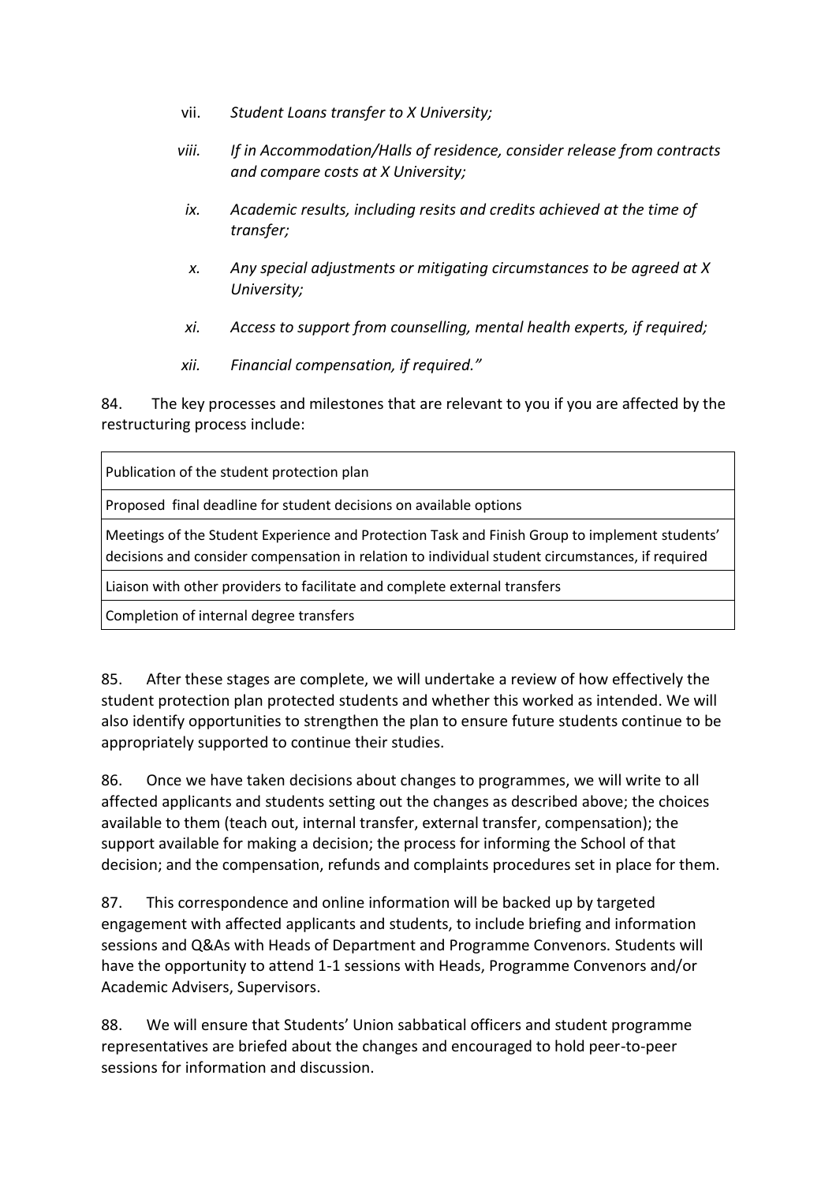vii. *Student Loans transfer to X University;*

viii. *If in Accommodation/Halls of residence, consider release from contracts and compare costs at X University;*

ix. *Academic results, including resits and credits achieved at the time of transfer;*

x. *Any special adjustments or mitigating circumstances to be agreed at X University;*

xi. *Access to support from counselling, mental health experts, if required;*

xii. *Financial compensation, if required."*

84. The key processes and milestones that are relevant to you if you are affected by the restructuring process include:

| Publication of the student protection plan |
|---|
| Proposed final deadline for student decisions on available options |
| Meetings of the Student Experience and Protection Task and Finish Group to implement students' decisions and consider compensation in relation to individual student circumstances, if required |
| Liaison with other providers to facilitate and complete external transfers |
| Completion of internal degree transfers |

85. After these stages are complete, we will undertake a review of how effectively the student protection plan protected students and whether this worked as intended. We will also identify opportunities to strengthen the plan to ensure future students continue to be appropriately supported to continue their studies.

86. Once we have taken decisions about changes to programmes, we will write to all affected applicants and students setting out the changes as described above; the choices available to them (teach out, internal transfer, external transfer, compensation); the support available for making a decision; the process for informing the School of that decision; and the compensation, refunds and complaints procedures set in place for them.

87. This correspondence and online information will be backed up by targeted engagement with affected applicants and students, to include briefing and information sessions and Q&As with Heads of Department and Programme Convenors. Students will have the opportunity to attend 1-1 sessions with Heads, Programme Convenors and/or Academic Advisers, Supervisors.

88. We will ensure that Students' Union sabbatical officers and student programme representatives are briefed about the changes and encouraged to hold peer-to-peer sessions for information and discussion.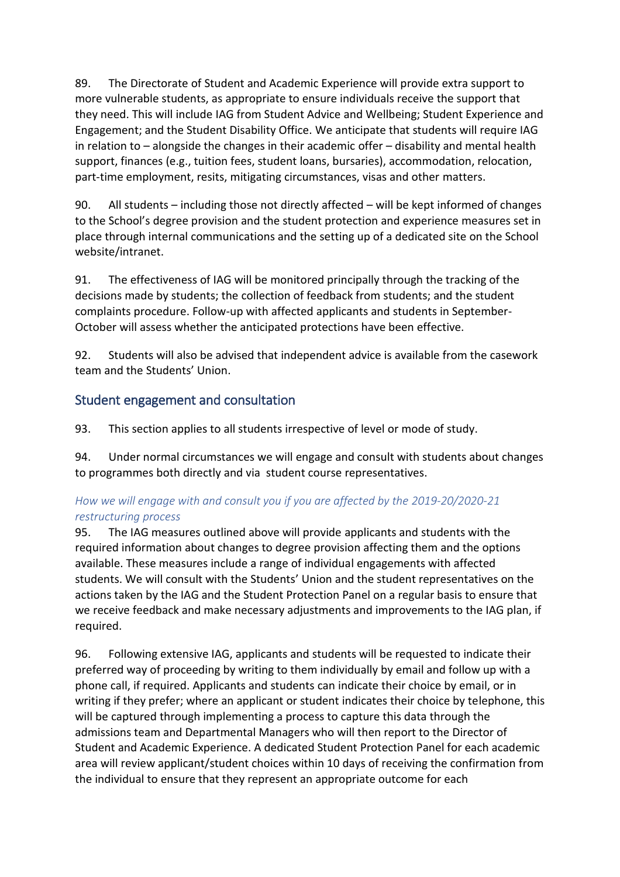89. The Directorate of Student and Academic Experience will provide extra support to more vulnerable students, as appropriate to ensure individuals receive the support that they need. This will include IAG from Student Advice and Wellbeing; Student Experience and Engagement; and the Student Disability Office. We anticipate that students will require IAG in relation to – alongside the changes in their academic offer – disability and mental health support, finances (e.g., tuition fees, student loans, bursaries), accommodation, relocation, part-time employment, resits, mitigating circumstances, visas and other matters.

90. All students – including those not directly affected – will be kept informed of changes to the School's degree provision and the student protection and experience measures set in place through internal communications and the setting up of a dedicated site on the School website/intranet.

91. The effectiveness of IAG will be monitored principally through the tracking of the decisions made by students; the collection of feedback from students; and the student complaints procedure. Follow-up with affected applicants and students in September-October will assess whether the anticipated protections have been effective.

92. Students will also be advised that independent advice is available from the casework team and the Students' Union.

## Student engagement and consultation

93. This section applies to all students irrespective of level or mode of study.

94. Under normal circumstances we will engage and consult with students about changes to programmes both directly and via student course representatives.

### *How we will engage with and consult you if you are affected by the 2019-20/2020-21 restructuring process*

95. The IAG measures outlined above will provide applicants and students with the required information about changes to degree provision affecting them and the options available. These measures include a range of individual engagements with affected students. We will consult with the Students' Union and the student representatives on the actions taken by the IAG and the Student Protection Panel on a regular basis to ensure that we receive feedback and make necessary adjustments and improvements to the IAG plan, if required.

96. Following extensive IAG, applicants and students will be requested to indicate their preferred way of proceeding by writing to them individually by email and follow up with a phone call, if required. Applicants and students can indicate their choice by email, or in writing if they prefer; where an applicant or student indicates their choice by telephone, this will be captured through implementing a process to capture this data through the admissions team and Departmental Managers who will then report to the Director of Student and Academic Experience. A dedicated Student Protection Panel for each academic area will review applicant/student choices within 10 days of receiving the confirmation from the individual to ensure that they represent an appropriate outcome for each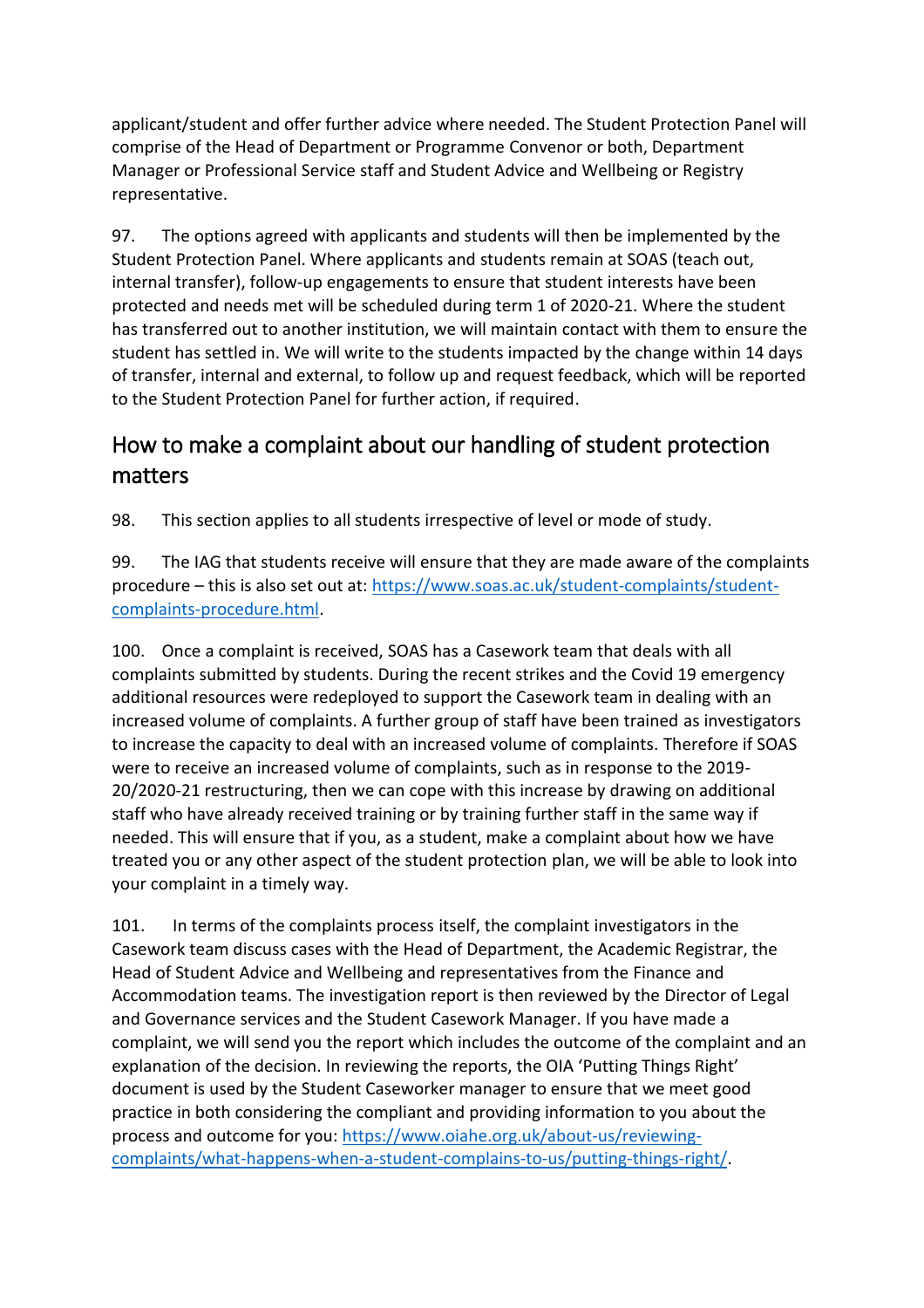applicant/student and offer further advice where needed. The Student Protection Panel will comprise of the Head of Department or Programme Convenor or both, Department Manager or Professional Service staff and Student Advice and Wellbeing or Registry representative.

97. The options agreed with applicants and students will then be implemented by the Student Protection Panel. Where applicants and students remain at SOAS (teach out, internal transfer), follow-up engagements to ensure that student interests have been protected and needs met will be scheduled during term 1 of 2020-21. Where the student has transferred out to another institution, we will maintain contact with them to ensure the student has settled in. We will write to the students impacted by the change within 14 days of transfer, internal and external, to follow up and request feedback, which will be reported to the Student Protection Panel for further action, if required.

## How to make a complaint about our handling of student protection matters

98. This section applies to all students irrespective of level or mode of study.

99. The IAG that students receive will ensure that they are made aware of the complaints procedure – this is also set out at: [https://www.soas.ac.uk/student-complaints/student-complaints-procedure.html](https://www.soas.ac.uk/student-complaints/student-complaints-procedure.html).

100. Once a complaint is received, SOAS has a Casework team that deals with all complaints submitted by students. During the recent strikes and the Covid 19 emergency additional resources were redeployed to support the Casework team in dealing with an increased volume of complaints. A further group of staff have been trained as investigators to increase the capacity to deal with an increased volume of complaints. Therefore if SOAS were to receive an increased volume of complaints, such as in response to the 2019-20/2020-21 restructuring, then we can cope with this increase by drawing on additional staff who have already received training or by training further staff in the same way if needed. This will ensure that if you, as a student, make a complaint about how we have treated you or any other aspect of the student protection plan, we will be able to look into your complaint in a timely way.

101. In terms of the complaints process itself, the complaint investigators in the Casework team discuss cases with the Head of Department, the Academic Registrar, the Head of Student Advice and Wellbeing and representatives from the Finance and Accommodation teams. The investigation report is then reviewed by the Director of Legal and Governance services and the Student Casework Manager. If you have made a complaint, we will send you the report which includes the outcome of the complaint and an explanation of the decision. In reviewing the reports, the OIA 'Putting Things Right' document is used by the Student Caseworker manager to ensure that we meet good practice in both considering the compliant and providing information to you about the process and outcome for you: [https://www.oiahe.org.uk/about-us/reviewing-complaints/what-happens-when-a-student-complains-to-us/putting-things-right/](https://www.oiahe.org.uk/about-us/reviewing-complaints/what-happens-when-a-student-complains-to-us/putting-things-right/).